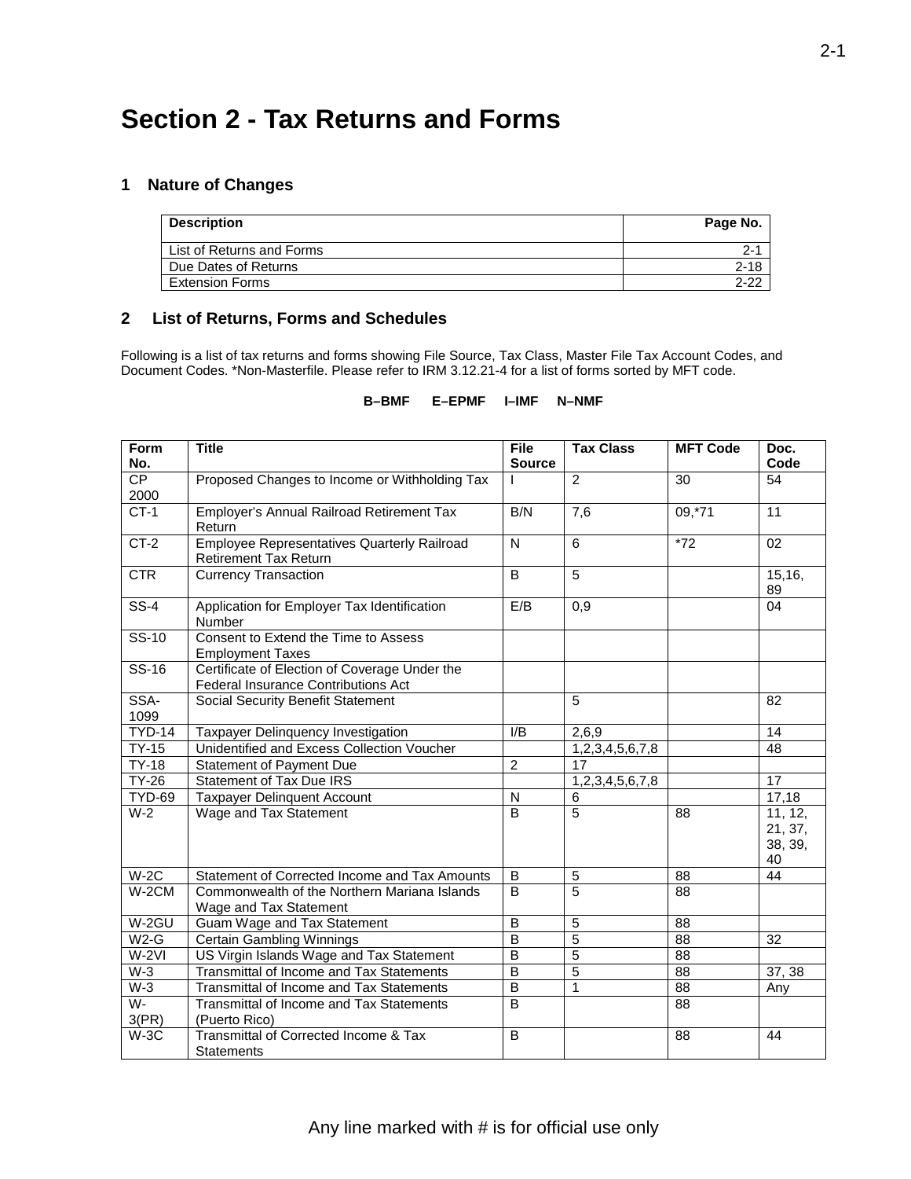# Section 2 - Tax Returns and Forms

## 1 Nature of Changes

| Description | Page No. |
|---|---|
| List of Returns and Forms | 2-1 |
| Due Dates of Returns | 2-18 |
| Extension Forms | 2-22 |

## 2 List of Returns, Forms and Schedules

Following is a list of tax returns and forms showing File Source, Tax Class, Master File Tax Account Codes, and Document Codes. *Non-Masterfile. Please refer to IRM 3.12.21-4 for a list of forms sorted by MFT code.

**B–BMF E–EPMF I–IMF N–NMF**

| Form No. | Title | File Source | Tax Class | MFT Code | Doc. Code |
|---|---|---|---|---|---|
| CP 2000 | Proposed Changes to Income or Withholding Tax | I | 2 | 30 | 54 |
| CT-1 | Employer's Annual Railroad Retirement Tax Return | B/N | 7,6 | 09,*71 | 11 |
| CT-2 | Employee Representatives Quarterly Railroad Retirement Tax Return | N | 6 | *72 | 02 |
| CTR | Currency Transaction | B | 5 | | 15,16, 89 |
| SS-4 | Application for Employer Tax Identification Number | E/B | 0,9 | | 04 |
| SS-10 | Consent to Extend the Time to Assess Employment Taxes | | | | |
| SS-16 | Certificate of Election of Coverage Under the Federal Insurance Contributions Act | | | | |
| SSA-1099 | Social Security Benefit Statement | | 5 | | 82 |
| TYD-14 | Taxpayer Delinquency Investigation | I/B | 2,6,9 | | 14 |
| TY-15 | Unidentified and Excess Collection Voucher | | 1,2,3,4,5,6,7,8 | | 48 |
| TY-18 | Statement of Payment Due | 2 | 17 | | |
| TY-26 | Statement of Tax Due IRS | | 1,2,3,4,5,6,7,8 | | 17 |
| TYD-69 | Taxpayer Delinquent Account | N | 6 | | 17,18 |
| W-2 | Wage and Tax Statement | B | 5 | 88 | 11, 12, 21, 37, 38, 39, 40 |
| W-2C | Statement of Corrected Income and Tax Amounts | B | 5 | 88 | 44 |
| W-2CM | Commonwealth of the Northern Mariana Islands Wage and Tax Statement | B | 5 | 88 | |
| W-2GU | Guam Wage and Tax Statement | B | 5 | 88 | |
| W2-G | Certain Gambling Winnings | B | 5 | 88 | 32 |
| W-2VI | US Virgin Islands Wage and Tax Statement | B | 5 | 88 | |
| W-3 | Transmittal of Income and Tax Statements | B | 5 | 88 | 37, 38 |
| W-3 | Transmittal of Income and Tax Statements | B | 1 | 88 | Any |
| W-3(PR) | Transmittal of Income and Tax Statements (Puerto Rico) | B | | 88 | |
| W-3C | Transmittal of Corrected Income & Tax Statements | B | | 88 | 44 |

Any line marked with # is for official use only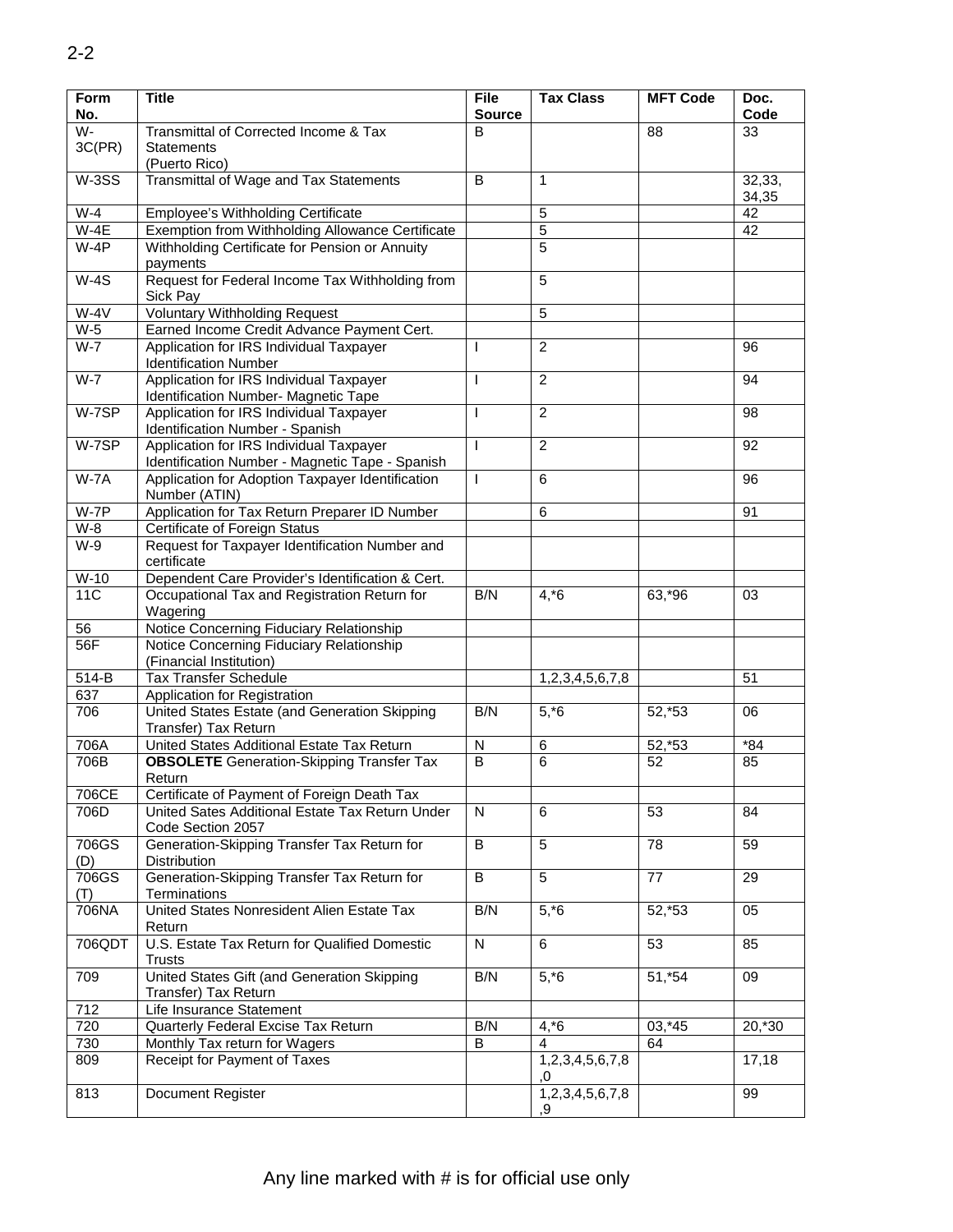| Form No. | Title | File Source | Tax Class | MFT Code | Doc. Code |
|---|---|---|---|---|---|
| W-3C(PR) | Transmittal of Corrected Income & Tax Statements (Puerto Rico) | B | | 88 | 33 |
| W-3SS | Transmittal of Wage and Tax Statements | B | 1 | | 32,33, 34,35 |
| W-4 | Employee's Withholding Certificate | | 5 | | 42 |
| W-4E | Exemption from Withholding Allowance Certificate | | 5 | | 42 |
| W-4P | Withholding Certificate for Pension or Annuity payments | | 5 | | |
| W-4S | Request for Federal Income Tax Withholding from Sick Pay | | 5 | | |
| W-4V | Voluntary Withholding Request | | 5 | | |
| W-5 | Earned Income Credit Advance Payment Cert. | | | | |
| W-7 | Application for IRS Individual Taxpayer Identification Number | I | 2 | | 96 |
| W-7 | Application for IRS Individual Taxpayer Identification Number- Magnetic Tape | I | 2 | | 94 |
| W-7SP | Application for IRS Individual Taxpayer Identification Number - Spanish | I | 2 | | 98 |
| W-7SP | Application for IRS Individual Taxpayer Identification Number - Magnetic Tape - Spanish | I | 2 | | 92 |
| W-7A | Application for Adoption Taxpayer Identification Number (ATIN) | I | 6 | | 96 |
| W-7P | Application for Tax Return Preparer ID Number | | 6 | | 91 |
| W-8 | Certificate of Foreign Status | | | | |
| W-9 | Request for Taxpayer Identification Number and certificate | | | | |
| W-10 | Dependent Care Provider's Identification & Cert. | | | | |
| 11C | Occupational Tax and Registration Return for Wagering | B/N | 4,*6 | 63,*96 | 03 |
| 56 | Notice Concerning Fiduciary Relationship | | | | |
| 56F | Notice Concerning Fiduciary Relationship (Financial Institution) | | | | |
| 514-B | Tax Transfer Schedule | | 1,2,3,4,5,6,7,8 | | 51 |
| 637 | Application for Registration | | | | |
| 706 | United States Estate (and Generation Skipping Transfer) Tax Return | B/N | 5,*6 | 52,*53 | 06 |
| 706A | United States Additional Estate Tax Return | N | 6 | 52,*53 | *84 |
| 706B | **OBSOLETE** Generation-Skipping Transfer Tax Return | B | 6 | 52 | 85 |
| 706CE | Certificate of Payment of Foreign Death Tax | | | | |
| 706D | United Sates Additional Estate Tax Return Under Code Section 2057 | N | 6 | 53 | 84 |
| 706GS (D) | Generation-Skipping Transfer Tax Return for Distribution | B | 5 | 78 | 59 |
| 706GS (T) | Generation-Skipping Transfer Tax Return for Terminations | B | 5 | 77 | 29 |
| 706NA | United States Nonresident Alien Estate Tax Return | B/N | 5,*6 | 52,*53 | 05 |
| 706QDT | U.S. Estate Tax Return for Qualified Domestic Trusts | N | 6 | 53 | 85 |
| 709 | United States Gift (and Generation Skipping Transfer) Tax Return | B/N | 5,*6 | 51,*54 | 09 |
| 712 | Life Insurance Statement | | | | |
| 720 | Quarterly Federal Excise Tax Return | B/N | 4,*6 | 03,*45 | 20,*30 |
| 730 | Monthly Tax return for Wagers | B | 4 | 64 | |
| 809 | Receipt for Payment of Taxes | | 1,2,3,4,5,6,7,8,0 | | 17,18 |
| 813 | Document Register | | 1,2,3,4,5,6,7,8,9 | | 99 |

Any line marked with # is for official use only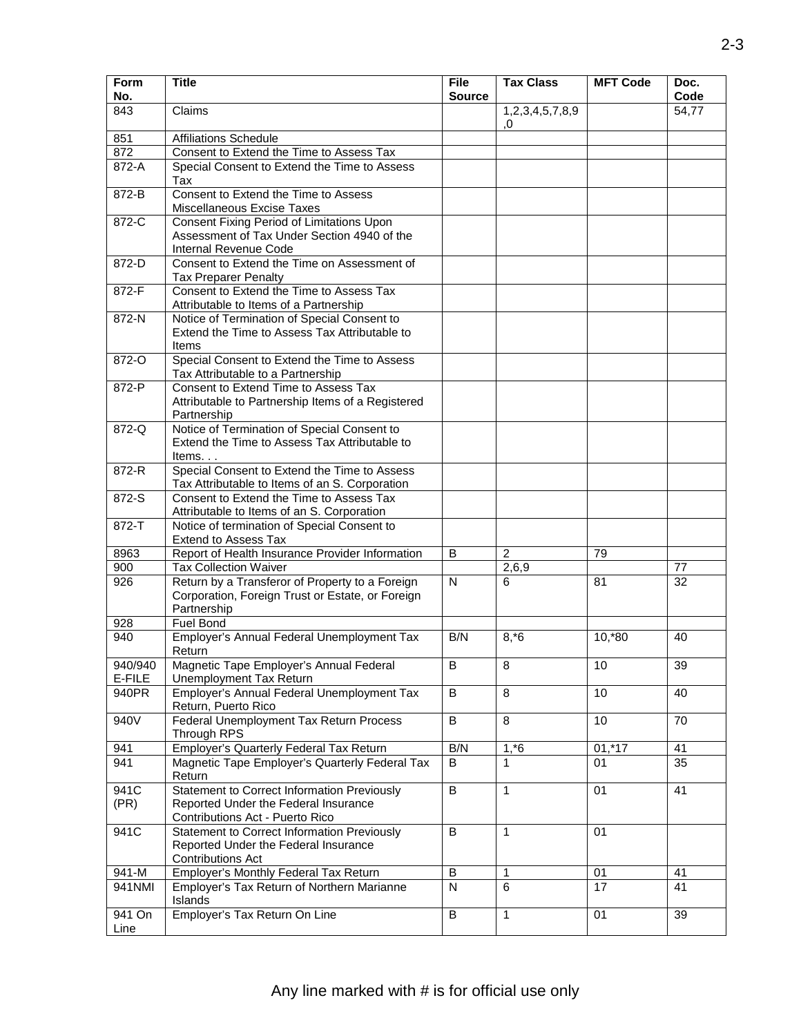| Form No. | Title | File Source | Tax Class | MFT Code | Doc. Code |
|---|---|---|---|---|---|
| 843 | Claims | | 1,2,3,4,5,7,8,9,0 | | 54,77 |
| 851 | Affiliations Schedule | | | | |
| 872 | Consent to Extend the Time to Assess Tax | | | | |
| 872-A | Special Consent to Extend the Time to Assess Tax | | | | |
| 872-B | Consent to Extend the Time to Assess Miscellaneous Excise Taxes | | | | |
| 872-C | Consent Fixing Period of Limitations Upon Assessment of Tax Under Section 4940 of the Internal Revenue Code | | | | |
| 872-D | Consent to Extend the Time on Assessment of Tax Preparer Penalty | | | | |
| 872-F | Consent to Extend the Time to Assess Tax Attributable to Items of a Partnership | | | | |
| 872-N | Notice of Termination of Special Consent to Extend the Time to Assess Tax Attributable to Items | | | | |
| 872-O | Special Consent to Extend the Time to Assess Tax Attributable to a Partnership | | | | |
| 872-P | Consent to Extend Time to Assess Tax Attributable to Partnership Items of a Registered Partnership | | | | |
| 872-Q | Notice of Termination of Special Consent to Extend the Time to Assess Tax Attributable to Items. . . | | | | |
| 872-R | Special Consent to Extend the Time to Assess Tax Attributable to Items of an S. Corporation | | | | |
| 872-S | Consent to Extend the Time to Assess Tax Attributable to Items of an S. Corporation | | | | |
| 872-T | Notice of termination of Special Consent to Extend to Assess Tax | | | | |
| 8963 | Report of Health Insurance Provider Information | B | 2 | 79 | |
| 900 | Tax Collection Waiver | | 2,6,9 | | 77 |
| 926 | Return by a Transferor of Property to a Foreign Corporation, Foreign Trust or Estate, or Foreign Partnership | N | 6 | 81 | 32 |
| 928 | Fuel Bond | | | | |
| 940 | Employer's Annual Federal Unemployment Tax Return | B/N | 8,*6 | 10,*80 | 40 |
| 940/940 E-FILE | Magnetic Tape Employer's Annual Federal Unemployment Tax Return | B | 8 | 10 | 39 |
| 940PR | Employer's Annual Federal Unemployment Tax Return, Puerto Rico | B | 8 | 10 | 40 |
| 940V | Federal Unemployment Tax Return Process Through RPS | B | 8 | 10 | 70 |
| 941 | Employer's Quarterly Federal Tax Return | B/N | 1,*6 | 01,*17 | 41 |
| 941 | Magnetic Tape Employer's Quarterly Federal Tax Return | B | 1 | 01 | 35 |
| 941C (PR) | Statement to Correct Information Previously Reported Under the Federal Insurance Contributions Act - Puerto Rico | B | 1 | 01 | 41 |
| 941C | Statement to Correct Information Previously Reported Under the Federal Insurance Contributions Act | B | 1 | 01 | |
| 941-M | Employer's Monthly Federal Tax Return | B | 1 | 01 | 41 |
| 941NMI | Employer's Tax Return of Northern Marianne Islands | N | 6 | 17 | 41 |
| 941 On Line | Employer's Tax Return On Line | B | 1 | 01 | 39 |

Any line marked with # is for official use only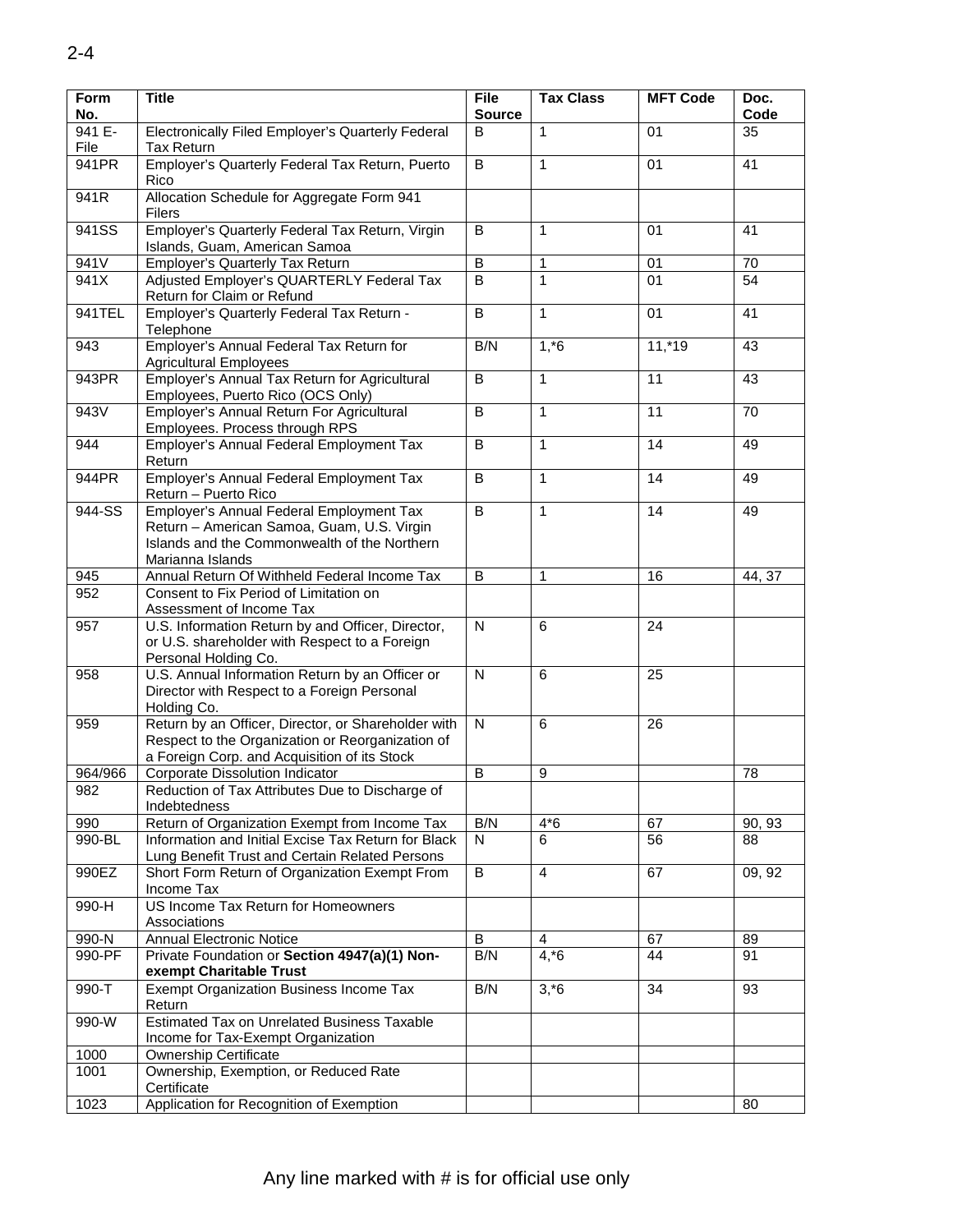| Form No. | Title | File Source | Tax Class | MFT Code | Doc. Code |
|---|---|---|---|---|---|
| 941 E-File | Electronically Filed Employer's Quarterly Federal Tax Return | B | 1 | 01 | 35 |
| 941PR | Employer's Quarterly Federal Tax Return, Puerto Rico | B | 1 | 01 | 41 |
| 941R | Allocation Schedule for Aggregate Form 941 Filers | | | | |
| 941SS | Employer's Quarterly Federal Tax Return, Virgin Islands, Guam, American Samoa | B | 1 | 01 | 41 |
| 941V | Employer's Quarterly Tax Return | B | 1 | 01 | 70 |
| 941X | Adjusted Employer's QUARTERLY Federal Tax Return for Claim or Refund | B | 1 | 01 | 54 |
| 941TEL | Employer's Quarterly Federal Tax Return - Telephone | B | 1 | 01 | 41 |
| 943 | Employer's Annual Federal Tax Return for Agricultural Employees | B/N | 1,*6 | 11,*19 | 43 |
| 943PR | Employer's Annual Tax Return for Agricultural Employees, Puerto Rico (OCS Only) | B | 1 | 11 | 43 |
| 943V | Employer's Annual Return For Agricultural Employees. Process through RPS | B | 1 | 11 | 70 |
| 944 | Employer's Annual Federal Employment Tax Return | B | 1 | 14 | 49 |
| 944PR | Employer's Annual Federal Employment Tax Return – Puerto Rico | B | 1 | 14 | 49 |
| 944-SS | Employer's Annual Federal Employment Tax Return – American Samoa, Guam, U.S. Virgin Islands and the Commonwealth of the Northern Marianna Islands | B | 1 | 14 | 49 |
| 945 | Annual Return Of Withheld Federal Income Tax | B | 1 | 16 | 44, 37 |
| 952 | Consent to Fix Period of Limitation on Assessment of Income Tax | | | | |
| 957 | U.S. Information Return by and Officer, Director, or U.S. shareholder with Respect to a Foreign Personal Holding Co. | N | 6 | 24 | |
| 958 | U.S. Annual Information Return by an Officer or Director with Respect to a Foreign Personal Holding Co. | N | 6 | 25 | |
| 959 | Return by an Officer, Director, or Shareholder with Respect to the Organization or Reorganization of a Foreign Corp. and Acquisition of its Stock | N | 6 | 26 | |
| 964/966 | Corporate Dissolution Indicator | B | 9 | | 78 |
| 982 | Reduction of Tax Attributes Due to Discharge of Indebtedness | | | | |
| 990 | Return of Organization Exempt from Income Tax | B/N | 4*6 | 67 | 90, 93 |
| 990-BL | Information and Initial Excise Tax Return for Black Lung Benefit Trust and Certain Related Persons | N | 6 | 56 | 88 |
| 990EZ | Short Form Return of Organization Exempt From Income Tax | B | 4 | 67 | 09, 92 |
| 990-H | US Income Tax Return for Homeowners Associations | | | | |
| 990-N | Annual Electronic Notice | B | 4 | 67 | 89 |
| 990-PF | Private Foundation or **Section 4947(a)(1) Non-exempt Charitable Trust** | B/N | 4,*6 | 44 | 91 |
| 990-T | Exempt Organization Business Income Tax Return | B/N | 3,*6 | 34 | 93 |
| 990-W | Estimated Tax on Unrelated Business Taxable Income for Tax-Exempt Organization | | | | |
| 1000 | Ownership Certificate | | | | |
| 1001 | Ownership, Exemption, or Reduced Rate Certificate | | | | |
| 1023 | Application for Recognition of Exemption | | | | 80 |

Any line marked with # is for official use only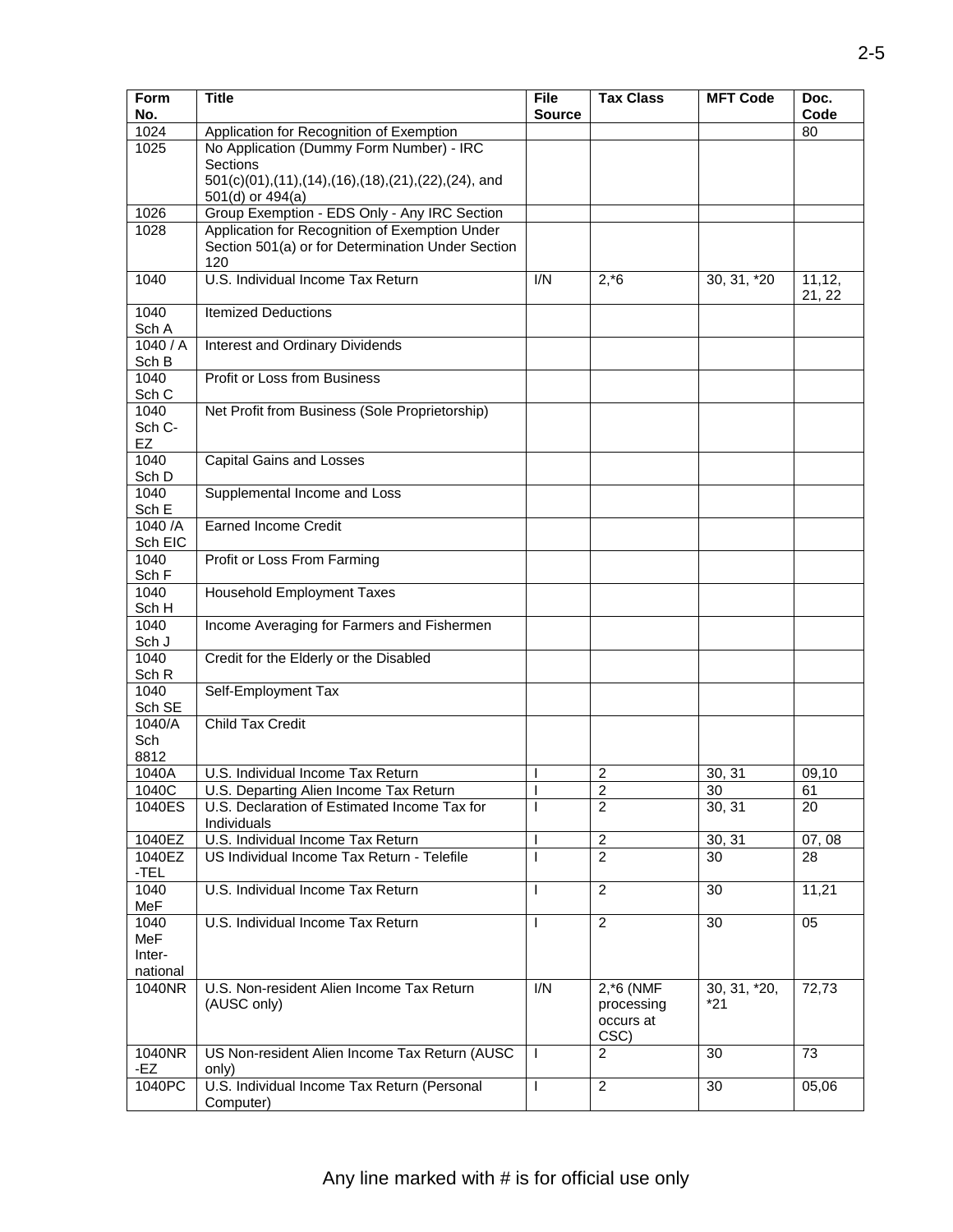| Form No. | Title | File Source | Tax Class | MFT Code | Doc. Code |
|---|---|---|---|---|---|
| 1024 | Application for Recognition of Exemption | | | | 80 |
| 1025 | No Application (Dummy Form Number) - IRC Sections 501(c)(01),(11),(14),(16),(18),(21),(22),(24), and 501(d) or 494(a) | | | | |
| 1026 | Group Exemption - EDS Only - Any IRC Section | | | | |
| 1028 | Application for Recognition of Exemption Under Section 501(a) or for Determination Under Section 120 | | | | |
| 1040 | U.S. Individual Income Tax Return | I/N | 2,*6 | 30, 31, *20 | 11,12, 21, 22 |
| 1040 Sch A | Itemized Deductions | | | | |
| 1040 / A Sch B | Interest and Ordinary Dividends | | | | |
| 1040 Sch C | Profit or Loss from Business | | | | |
| 1040 Sch C-EZ | Net Profit from Business (Sole Proprietorship) | | | | |
| 1040 Sch D | Capital Gains and Losses | | | | |
| 1040 Sch E | Supplemental Income and Loss | | | | |
| 1040 /A Sch EIC | Earned Income Credit | | | | |
| 1040 Sch F | Profit or Loss From Farming | | | | |
| 1040 Sch H | Household Employment Taxes | | | | |
| 1040 Sch J | Income Averaging for Farmers and Fishermen | | | | |
| 1040 Sch R | Credit for the Elderly or the Disabled | | | | |
| 1040 Sch SE | Self-Employment Tax | | | | |
| 1040/A Sch 8812 | Child Tax Credit | | | | |
| 1040A | U.S. Individual Income Tax Return | I | 2 | 30, 31 | 09,10 |
| 1040C | U.S. Departing Alien Income Tax Return | I | 2 | 30 | 61 |
| 1040ES | U.S. Declaration of Estimated Income Tax for Individuals | I | 2 | 30, 31 | 20 |
| 1040EZ | U.S. Individual Income Tax Return | I | 2 | 30, 31 | 07, 08 |
| 1040EZ -TEL | US Individual Income Tax Return - Telefile | I | 2 | 30 | 28 |
| 1040 MeF | U.S. Individual Income Tax Return | I | 2 | 30 | 11,21 |
| 1040 MeF International | U.S. Individual Income Tax Return | I | 2 | 30 | 05 |
| 1040NR | U.S. Non-resident Alien Income Tax Return (AUSC only) | I/N | 2,*6 (NMF processing occurs at CSC) | 30, 31, *20, *21 | 72,73 |
| 1040NR -EZ | US Non-resident Alien Income Tax Return (AUSC only) | I | 2 | 30 | 73 |
| 1040PC | U.S. Individual Income Tax Return (Personal Computer) | I | 2 | 30 | 05,06 |

Any line marked with # is for official use only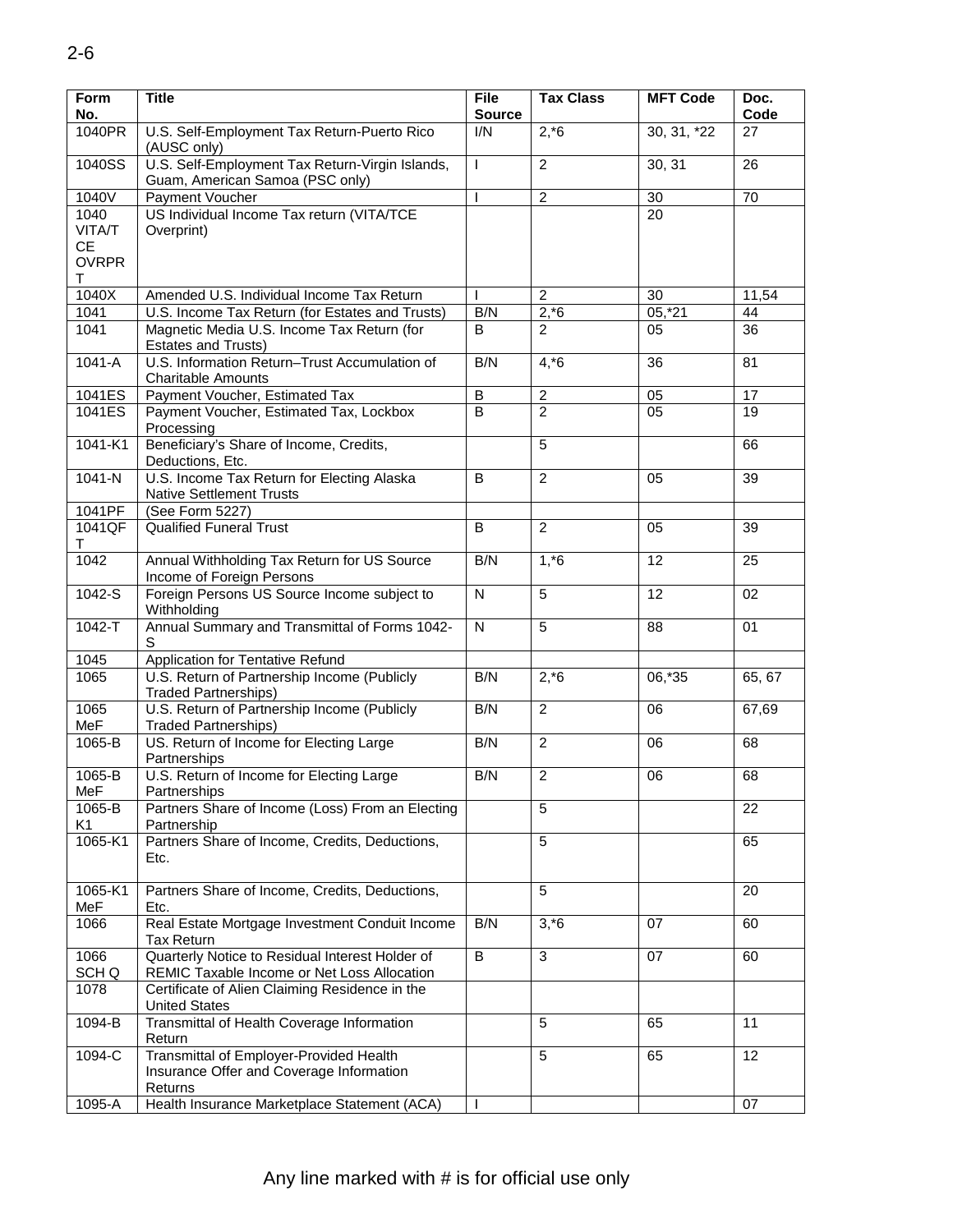| Form No. | Title | File Source | Tax Class | MFT Code | Doc. Code |
|---|---|---|---|---|---|
| 1040PR | U.S. Self-Employment Tax Return-Puerto Rico (AUSC only) | I/N | 2,*6 | 30, 31, *22 | 27 |
| 1040SS | U.S. Self-Employment Tax Return-Virgin Islands, Guam, American Samoa (PSC only) | I | 2 | 30, 31 | 26 |
| 1040V | Payment Voucher | I | 2 | 30 | 70 |
| 1040 VITA/TCE OVRPRT | US Individual Income Tax return (VITA/TCE Overprint) | | | 20 | |
| 1040X | Amended U.S. Individual Income Tax Return | I | 2 | 30 | 11,54 |
| 1041 | U.S. Income Tax Return (for Estates and Trusts) | B/N | 2,*6 | 05,*21 | 44 |
| 1041 | Magnetic Media U.S. Income Tax Return (for Estates and Trusts) | B | 2 | 05 | 36 |
| 1041-A | U.S. Information Return–Trust Accumulation of Charitable Amounts | B/N | 4,*6 | 36 | 81 |
| 1041ES | Payment Voucher, Estimated Tax | B | 2 | 05 | 17 |
| 1041ES | Payment Voucher, Estimated Tax, Lockbox Processing | B | 2 | 05 | 19 |
| 1041-K1 | Beneficiary's Share of Income, Credits, Deductions, Etc. | | 5 | | 66 |
| 1041-N | U.S. Income Tax Return for Electing Alaska Native Settlement Trusts | B | 2 | 05 | 39 |
| 1041PF | (See Form 5227) | | | | |
| 1041QFT | Qualified Funeral Trust | B | 2 | 05 | 39 |
| 1042 | Annual Withholding Tax Return for US Source Income of Foreign Persons | B/N | 1,*6 | 12 | 25 |
| 1042-S | Foreign Persons US Source Income subject to Withholding | N | 5 | 12 | 02 |
| 1042-T | Annual Summary and Transmittal of Forms 1042-S | N | 5 | 88 | 01 |
| 1045 | Application for Tentative Refund | | | | |
| 1065 | U.S. Return of Partnership Income (Publicly Traded Partnerships) | B/N | 2,*6 | 06,*35 | 65, 67 |
| 1065 MeF | U.S. Return of Partnership Income (Publicly Traded Partnerships) | B/N | 2 | 06 | 67,69 |
| 1065-B | US. Return of Income for Electing Large Partnerships | B/N | 2 | 06 | 68 |
| 1065-B MeF | U.S. Return of Income for Electing Large Partnerships | B/N | 2 | 06 | 68 |
| 1065-B K1 | Partners Share of Income (Loss) From an Electing Partnership | | 5 | | 22 |
| 1065-K1 | Partners Share of Income, Credits, Deductions, Etc. | | 5 | | 65 |
| 1065-K1 MeF | Partners Share of Income, Credits, Deductions, Etc. | | 5 | | 20 |
| 1066 | Real Estate Mortgage Investment Conduit Income Tax Return | B/N | 3,*6 | 07 | 60 |
| 1066 SCH Q | Quarterly Notice to Residual Interest Holder of REMIC Taxable Income or Net Loss Allocation | B | 3 | 07 | 60 |
| 1078 | Certificate of Alien Claiming Residence in the United States | | | | |
| 1094-B | Transmittal of Health Coverage Information Return | | 5 | 65 | 11 |
| 1094-C | Transmittal of Employer-Provided Health Insurance Offer and Coverage Information Returns | | 5 | 65 | 12 |
| 1095-A | Health Insurance Marketplace Statement (ACA) | I | | | 07 |

Any line marked with # is for official use only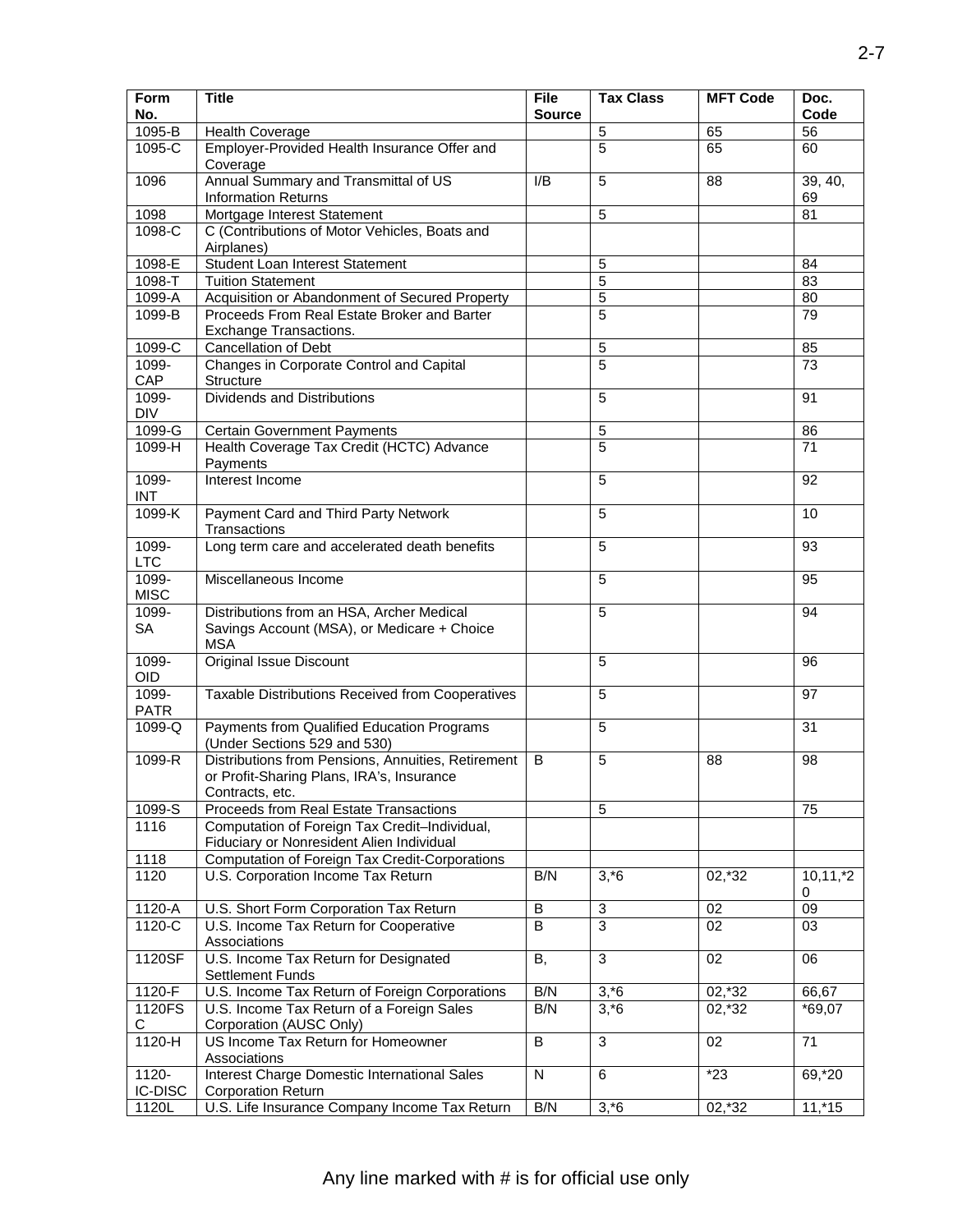| Form No. | Title | File Source | Tax Class | MFT Code | Doc. Code |
|---|---|---|---|---|---|
| 1095-B | Health Coverage | | 5 | 65 | 56 |
| 1095-C | Employer-Provided Health Insurance Offer and Coverage | | 5 | 65 | 60 |
| 1096 | Annual Summary and Transmittal of US Information Returns | I/B | 5 | 88 | 39, 40, 69 |
| 1098 | Mortgage Interest Statement | | 5 | | 81 |
| 1098-C | C (Contributions of Motor Vehicles, Boats and Airplanes) | | | | |
| 1098-E | Student Loan Interest Statement | | 5 | | 84 |
| 1098-T | Tuition Statement | | 5 | | 83 |
| 1099-A | Acquisition or Abandonment of Secured Property | | 5 | | 80 |
| 1099-B | Proceeds From Real Estate Broker and Barter Exchange Transactions. | | 5 | | 79 |
| 1099-C | Cancellation of Debt | | 5 | | 85 |
| 1099-CAP | Changes in Corporate Control and Capital Structure | | 5 | | 73 |
| 1099-DIV | Dividends and Distributions | | 5 | | 91 |
| 1099-G | Certain Government Payments | | 5 | | 86 |
| 1099-H | Health Coverage Tax Credit (HCTC) Advance Payments | | 5 | | 71 |
| 1099-INT | Interest Income | | 5 | | 92 |
| 1099-K | Payment Card and Third Party Network Transactions | | 5 | | 10 |
| 1099-LTC | Long term care and accelerated death benefits | | 5 | | 93 |
| 1099-MISC | Miscellaneous Income | | 5 | | 95 |
| 1099-SA | Distributions from an HSA, Archer Medical Savings Account (MSA), or Medicare + Choice MSA | | 5 | | 94 |
| 1099-OID | Original Issue Discount | | 5 | | 96 |
| 1099-PATR | Taxable Distributions Received from Cooperatives | | 5 | | 97 |
| 1099-Q | Payments from Qualified Education Programs (Under Sections 529 and 530) | | 5 | | 31 |
| 1099-R | Distributions from Pensions, Annuities, Retirement or Profit-Sharing Plans, IRA's, Insurance Contracts, etc. | B | 5 | 88 | 98 |
| 1099-S | Proceeds from Real Estate Transactions | | 5 | | 75 |
| 1116 | Computation of Foreign Tax Credit–Individual, Fiduciary or Nonresident Alien Individual | | | | |
| 1118 | Computation of Foreign Tax Credit-Corporations | | | | |
| 1120 | U.S. Corporation Income Tax Return | B/N | 3,*6 | 02,*32 | 10,11,*20 |
| 1120-A | U.S. Short Form Corporation Tax Return | B | 3 | 02 | 09 |
| 1120-C | U.S. Income Tax Return for Cooperative Associations | B | 3 | 02 | 03 |
| 1120SF | U.S. Income Tax Return for Designated Settlement Funds | B, | 3 | 02 | 06 |
| 1120-F | U.S. Income Tax Return of Foreign Corporations | B/N | 3,*6 | 02,*32 | 66,67 |
| 1120FSC | U.S. Income Tax Return of a Foreign Sales Corporation (AUSC Only) | B/N | 3,*6 | 02,*32 | *69,07 |
| 1120-H | US Income Tax Return for Homeowner Associations | B | 3 | 02 | 71 |
| 1120-IC-DISC | Interest Charge Domestic International Sales Corporation Return | N | 6 | *23 | 69,*20 |
| 1120L | U.S. Life Insurance Company Income Tax Return | B/N | 3,*6 | 02,*32 | 11,*15 |

Any line marked with # is for official use only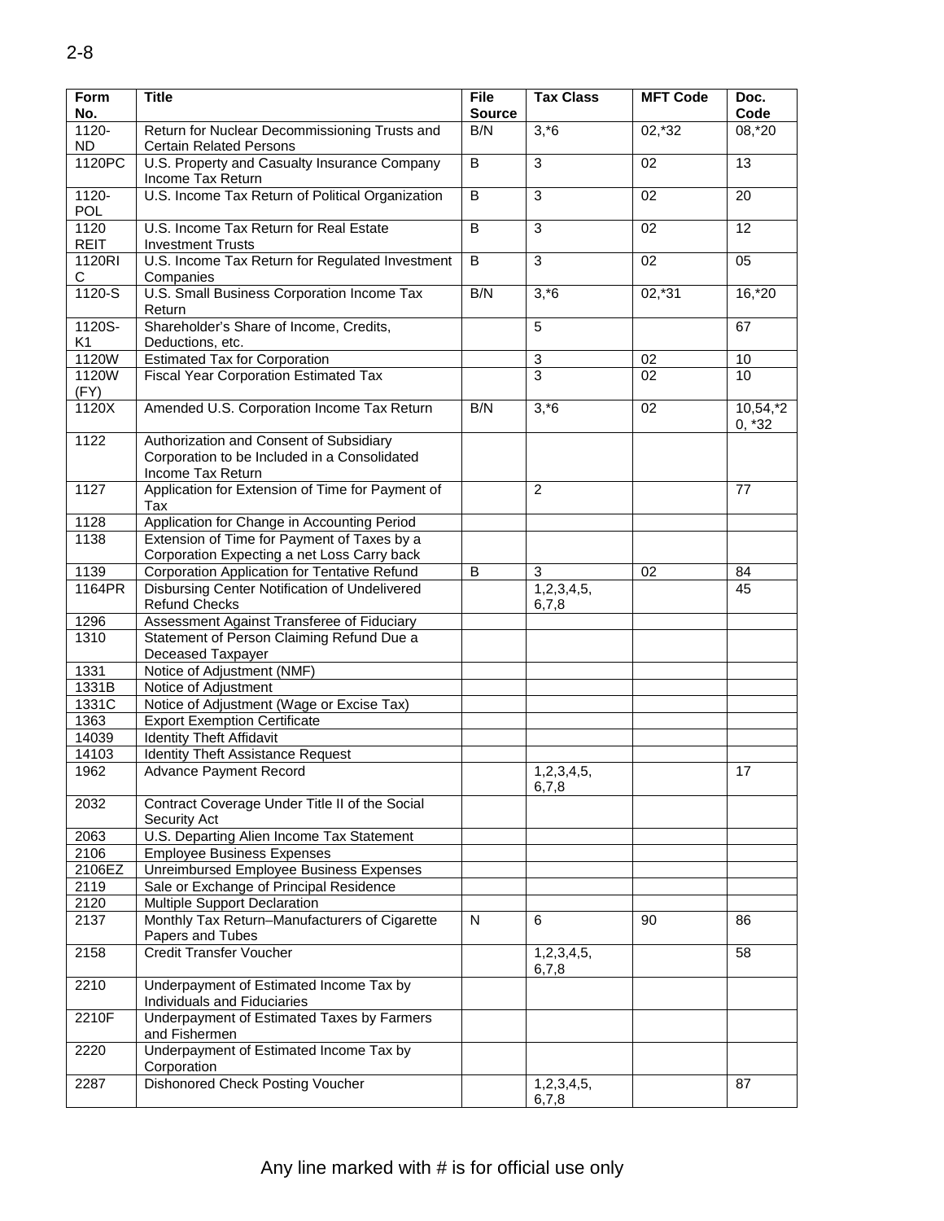| Form No. | Title | File Source | Tax Class | MFT Code | Doc. Code |
|---|---|---|---|---|---|
| 1120-ND | Return for Nuclear Decommissioning Trusts and Certain Related Persons | B/N | 3,*6 | 02,*32 | 08,*20 |
| 1120PC | U.S. Property and Casualty Insurance Company Income Tax Return | B | 3 | 02 | 13 |
| 1120-POL | U.S. Income Tax Return of Political Organization | B | 3 | 02 | 20 |
| 1120 REIT | U.S. Income Tax Return for Real Estate Investment Trusts | B | 3 | 02 | 12 |
| 1120RIC | U.S. Income Tax Return for Regulated Investment Companies | B | 3 | 02 | 05 |
| 1120-S | U.S. Small Business Corporation Income Tax Return | B/N | 3,*6 | 02,*31 | 16,*20 |
| 1120S-K1 | Shareholder's Share of Income, Credits, Deductions, etc. | | 5 | | 67 |
| 1120W | Estimated Tax for Corporation | | 3 | 02 | 10 |
| 1120W (FY) | Fiscal Year Corporation Estimated Tax | | 3 | 02 | 10 |
| 1120X | Amended U.S. Corporation Income Tax Return | B/N | 3,*6 | 02 | 10,54,*20, *32 |
| 1122 | Authorization and Consent of Subsidiary Corporation to be Included in a Consolidated Income Tax Return | | | | |
| 1127 | Application for Extension of Time for Payment of Tax | | 2 | | 77 |
| 1128 | Application for Change in Accounting Period | | | | |
| 1138 | Extension of Time for Payment of Taxes by a Corporation Expecting a net Loss Carry back | | | | |
| 1139 | Corporation Application for Tentative Refund | B | 3 | 02 | 84 |
| 1164PR | Disbursing Center Notification of Undelivered Refund Checks | | 1,2,3,4,5, 6,7,8 | | 45 |
| 1296 | Assessment Against Transferee of Fiduciary | | | | |
| 1310 | Statement of Person Claiming Refund Due a Deceased Taxpayer | | | | |
| 1331 | Notice of Adjustment (NMF) | | | | |
| 1331B | Notice of Adjustment | | | | |
| 1331C | Notice of Adjustment (Wage or Excise Tax) | | | | |
| 1363 | Export Exemption Certificate | | | | |
| 14039 | Identity Theft Affidavit | | | | |
| 14103 | Identity Theft Assistance Request | | | | |
| 1962 | Advance Payment Record | | 1,2,3,4,5, 6,7,8 | | 17 |
| 2032 | Contract Coverage Under Title II of the Social Security Act | | | | |
| 2063 | U.S. Departing Alien Income Tax Statement | | | | |
| 2106 | Employee Business Expenses | | | | |
| 2106EZ | Unreimbursed Employee Business Expenses | | | | |
| 2119 | Sale or Exchange of Principal Residence | | | | |
| 2120 | Multiple Support Declaration | | | | |
| 2137 | Monthly Tax Return–Manufacturers of Cigarette Papers and Tubes | N | 6 | 90 | 86 |
| 2158 | Credit Transfer Voucher | | 1,2,3,4,5, 6,7,8 | | 58 |
| 2210 | Underpayment of Estimated Income Tax by Individuals and Fiduciaries | | | | |
| 2210F | Underpayment of Estimated Taxes by Farmers and Fishermen | | | | |
| 2220 | Underpayment of Estimated Income Tax by Corporation | | | | |
| 2287 | Dishonored Check Posting Voucher | | 1,2,3,4,5, 6,7,8 | | 87 |

Any line marked with # is for official use only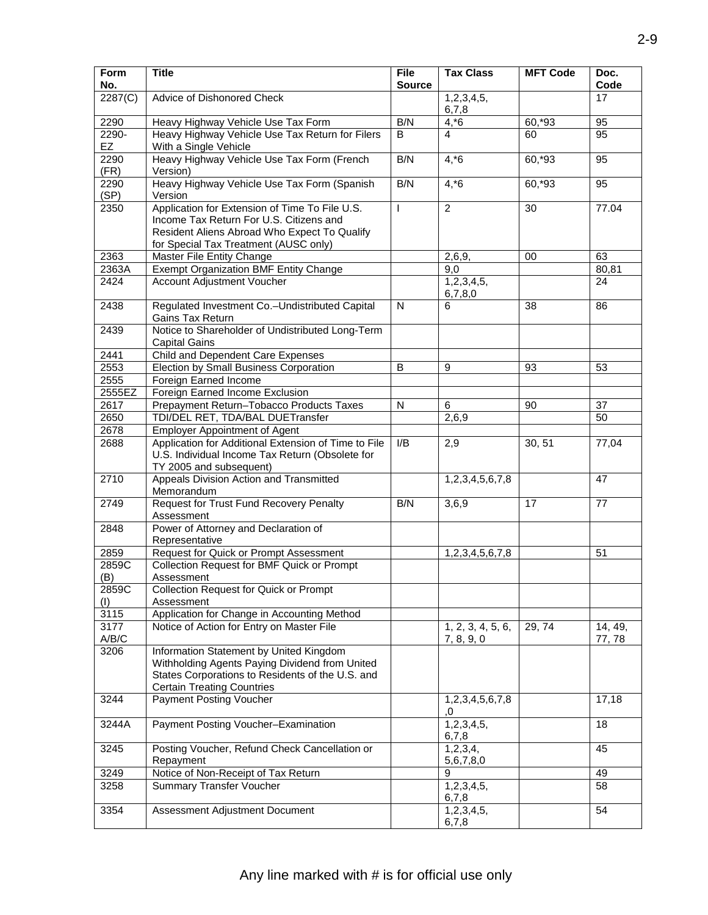| Form No. | Title | File Source | Tax Class | MFT Code | Doc. Code |
|---|---|---|---|---|---|
| 2287(C) | Advice of Dishonored Check | | 1,2,3,4,5, 6,7,8 | | 17 |
| 2290 | Heavy Highway Vehicle Use Tax Form | B/N | 4,*6 | 60,*93 | 95 |
| 2290-EZ | Heavy Highway Vehicle Use Tax Return for Filers With a Single Vehicle | B | 4 | 60 | 95 |
| 2290 (FR) | Heavy Highway Vehicle Use Tax Form (French Version) | B/N | 4,*6 | 60,*93 | 95 |
| 2290 (SP) | Heavy Highway Vehicle Use Tax Form (Spanish Version | B/N | 4,*6 | 60,*93 | 95 |
| 2350 | Application for Extension of Time To File U.S. Income Tax Return For U.S. Citizens and Resident Aliens Abroad Who Expect To Qualify for Special Tax Treatment (AUSC only) | I | 2 | 30 | 77.04 |
| 2363 | Master File Entity Change | | 2,6,9, | 00 | 63 |
| 2363A | Exempt Organization BMF Entity Change | | 9,0 | | 80,81 |
| 2424 | Account Adjustment Voucher | | 1,2,3,4,5, 6,7,8,0 | | 24 |
| 2438 | Regulated Investment Co.–Undistributed Capital Gains Tax Return | N | 6 | 38 | 86 |
| 2439 | Notice to Shareholder of Undistributed Long-Term Capital Gains | | | | |
| 2441 | Child and Dependent Care Expenses | | | | |
| 2553 | Election by Small Business Corporation | B | 9 | 93 | 53 |
| 2555 | Foreign Earned Income | | | | |
| 2555EZ | Foreign Earned Income Exclusion | | | | |
| 2617 | Prepayment Return–Tobacco Products Taxes | N | 6 | 90 | 37 |
| 2650 | TDI/DEL RET, TDA/BAL DUETransfer | | 2,6,9 | | 50 |
| 2678 | Employer Appointment of Agent | | | | |
| 2688 | Application for Additional Extension of Time to File U.S. Individual Income Tax Return (Obsolete for TY 2005 and subsequent) | I/B | 2,9 | 30, 51 | 77,04 |
| 2710 | Appeals Division Action and Transmitted Memorandum | | 1,2,3,4,5,6,7,8 | | 47 |
| 2749 | Request for Trust Fund Recovery Penalty Assessment | B/N | 3,6,9 | 17 | 77 |
| 2848 | Power of Attorney and Declaration of Representative | | | | |
| 2859 | Request for Quick or Prompt Assessment | | 1,2,3,4,5,6,7,8 | | 51 |
| 2859C (B) | Collection Request for BMF Quick or Prompt Assessment | | | | |
| 2859C (I) | Collection Request for Quick or Prompt Assessment | | | | |
| 3115 | Application for Change in Accounting Method | | | | |
| 3177 A/B/C | Notice of Action for Entry on Master File | | 1, 2, 3, 4, 5, 6, 7, 8, 9, 0 | 29, 74 | 14, 49, 77, 78 |
| 3206 | Information Statement by United Kingdom Withholding Agents Paying Dividend from United States Corporations to Residents of the U.S. and Certain Treating Countries | | | | |
| 3244 | Payment Posting Voucher | | 1,2,3,4,5,6,7,8,0 | | 17,18 |
| 3244A | Payment Posting Voucher–Examination | | 1,2,3,4,5, 6,7,8 | | 18 |
| 3245 | Posting Voucher, Refund Check Cancellation or Repayment | | 1,2,3,4, 5,6,7,8,0 | | 45 |
| 3249 | Notice of Non-Receipt of Tax Return | | 9 | | 49 |
| 3258 | Summary Transfer Voucher | | 1,2,3,4,5, 6,7,8 | | 58 |
| 3354 | Assessment Adjustment Document | | 1,2,3,4,5, 6,7,8 | | 54 |

Any line marked with # is for official use only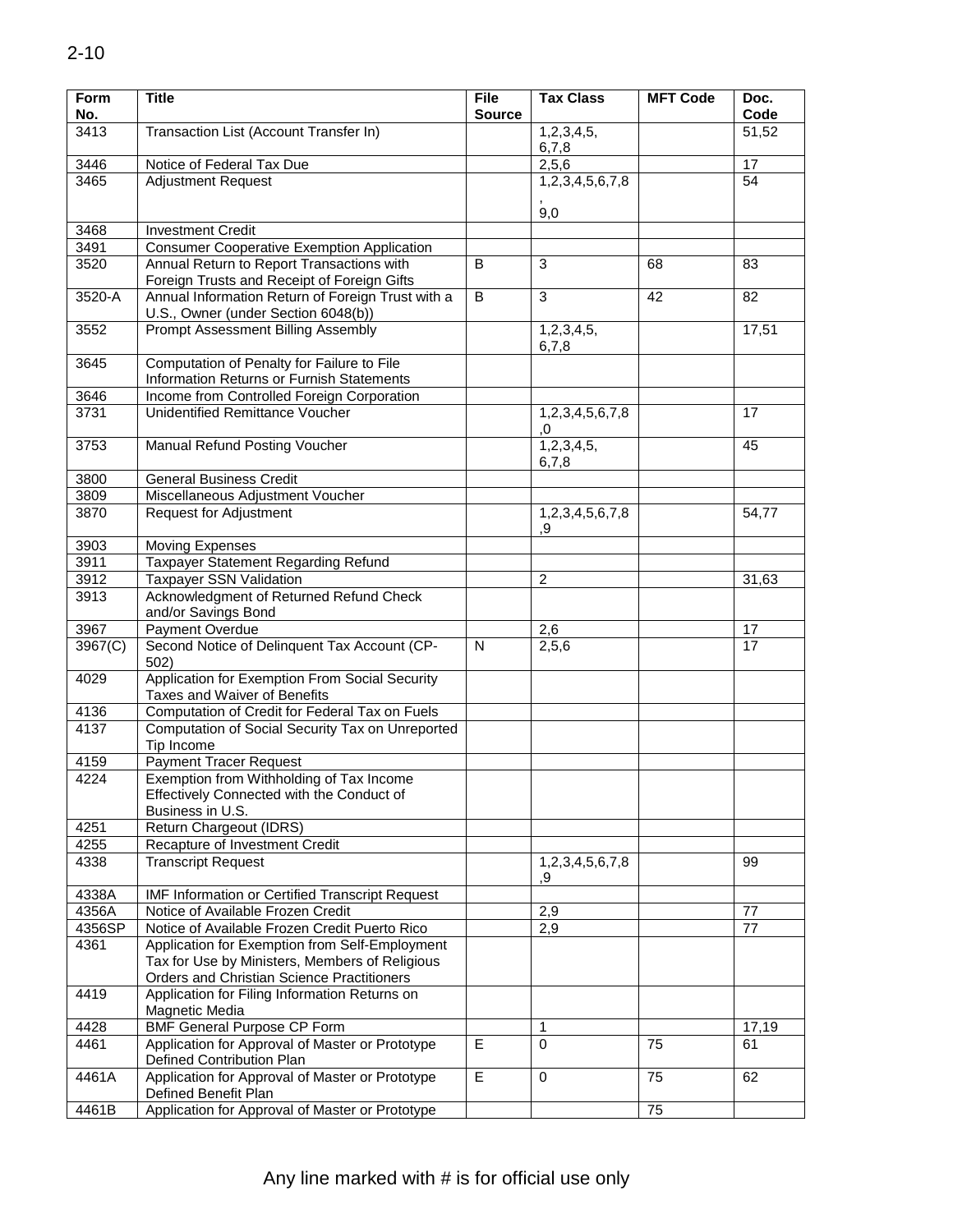| Form No. | Title | File Source | Tax Class | MFT Code | Doc. Code |
|---|---|---|---|---|---|
| 3413 | Transaction List (Account Transfer In) | | 1,2,3,4,5, 6,7,8 | | 51,52 |
| 3446 | Notice of Federal Tax Due | | 2,5,6 | | 17 |
| 3465 | Adjustment Request | | 1,2,3,4,5,6,7,8 , 9,0 | | 54 |
| 3468 | Investment Credit | | | | |
| 3491 | Consumer Cooperative Exemption Application | | | | |
| 3520 | Annual Return to Report Transactions with Foreign Trusts and Receipt of Foreign Gifts | B | 3 | 68 | 83 |
| 3520-A | Annual Information Return of Foreign Trust with a U.S., Owner (under Section 6048(b)) | B | 3 | 42 | 82 |
| 3552 | Prompt Assessment Billing Assembly | | 1,2,3,4,5, 6,7,8 | | 17,51 |
| 3645 | Computation of Penalty for Failure to File Information Returns or Furnish Statements | | | | |
| 3646 | Income from Controlled Foreign Corporation | | | | |
| 3731 | Unidentified Remittance Voucher | | 1,2,3,4,5,6,7,8 ,0 | | 17 |
| 3753 | Manual Refund Posting Voucher | | 1,2,3,4,5, 6,7,8 | | 45 |
| 3800 | General Business Credit | | | | |
| 3809 | Miscellaneous Adjustment Voucher | | | | |
| 3870 | Request for Adjustment | | 1,2,3,4,5,6,7,8 ,9 | | 54,77 |
| 3903 | Moving Expenses | | | | |
| 3911 | Taxpayer Statement Regarding Refund | | | | |
| 3912 | Taxpayer SSN Validation | | 2 | | 31,63 |
| 3913 | Acknowledgment of Returned Refund Check and/or Savings Bond | | | | |
| 3967 | Payment Overdue | | 2,6 | | 17 |
| 3967(C) | Second Notice of Delinquent Tax Account (CP-502) | N | 2,5,6 | | 17 |
| 4029 | Application for Exemption From Social Security Taxes and Waiver of Benefits | | | | |
| 4136 | Computation of Credit for Federal Tax on Fuels | | | | |
| 4137 | Computation of Social Security Tax on Unreported Tip Income | | | | |
| 4159 | Payment Tracer Request | | | | |
| 4224 | Exemption from Withholding of Tax Income Effectively Connected with the Conduct of Business in U.S. | | | | |
| 4251 | Return Chargeout (IDRS) | | | | |
| 4255 | Recapture of Investment Credit | | | | |
| 4338 | Transcript Request | | 1,2,3,4,5,6,7,8 ,9 | | 99 |
| 4338A | IMF Information or Certified Transcript Request | | | | |
| 4356A | Notice of Available Frozen Credit | | 2,9 | | 77 |
| 4356SP | Notice of Available Frozen Credit Puerto Rico | | 2,9 | | 77 |
| 4361 | Application for Exemption from Self-Employment Tax for Use by Ministers, Members of Religious Orders and Christian Science Practitioners | | | | |
| 4419 | Application for Filing Information Returns on Magnetic Media | | | | |
| 4428 | BMF General Purpose CP Form | | 1 | | 17,19 |
| 4461 | Application for Approval of Master or Prototype Defined Contribution Plan | E | 0 | 75 | 61 |
| 4461A | Application for Approval of Master or Prototype Defined Benefit Plan | E | 0 | 75 | 62 |
| 4461B | Application for Approval of Master or Prototype | | | 75 | |

Any line marked with # is for official use only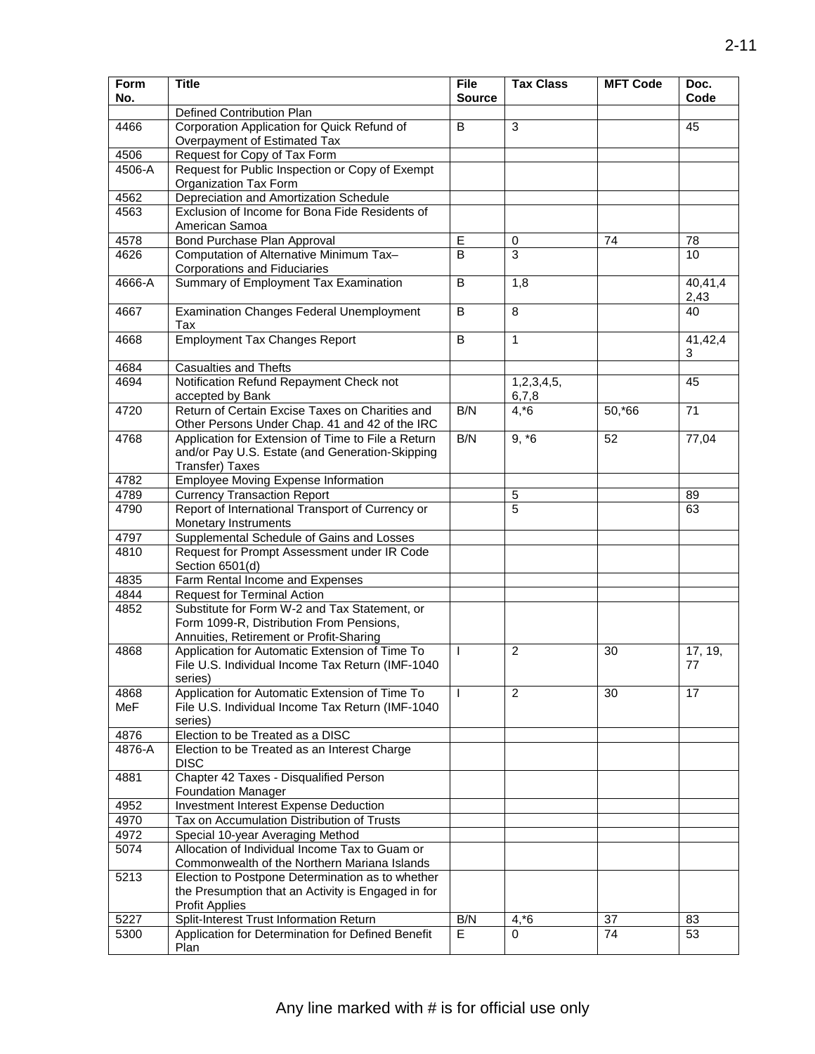| Form No. | Title | File Source | Tax Class | MFT Code | Doc. Code |
|---|---|---|---|---|---|
| | Defined Contribution Plan | | | | |
| 4466 | Corporation Application for Quick Refund of Overpayment of Estimated Tax | B | 3 | | 45 |
| 4506 | Request for Copy of Tax Form | | | | |
| 4506-A | Request for Public Inspection or Copy of Exempt Organization Tax Form | | | | |
| 4562 | Depreciation and Amortization Schedule | | | | |
| 4563 | Exclusion of Income for Bona Fide Residents of American Samoa | | | | |
| 4578 | Bond Purchase Plan Approval | E | 0 | 74 | 78 |
| 4626 | Computation of Alternative Minimum Tax– Corporations and Fiduciaries | B | 3 | | 10 |
| 4666-A | Summary of Employment Tax Examination | B | 1,8 | | 40,41,42,43 |
| 4667 | Examination Changes Federal Unemployment Tax | B | 8 | | 40 |
| 4668 | Employment Tax Changes Report | B | 1 | | 41,42,43 |
| 4684 | Casualties and Thefts | | | | |
| 4694 | Notification Refund Repayment Check not accepted by Bank | | 1,2,3,4,5, 6,7,8 | | 45 |
| 4720 | Return of Certain Excise Taxes on Charities and Other Persons Under Chap. 41 and 42 of the IRC | B/N | 4,*6 | 50,*66 | 71 |
| 4768 | Application for Extension of Time to File a Return and/or Pay U.S. Estate (and Generation-Skipping Transfer) Taxes | B/N | 9, *6 | 52 | 77,04 |
| 4782 | Employee Moving Expense Information | | | | |
| 4789 | Currency Transaction Report | | 5 | | 89 |
| 4790 | Report of International Transport of Currency or Monetary Instruments | | 5 | | 63 |
| 4797 | Supplemental Schedule of Gains and Losses | | | | |
| 4810 | Request for Prompt Assessment under IR Code Section 6501(d) | | | | |
| 4835 | Farm Rental Income and Expenses | | | | |
| 4844 | Request for Terminal Action | | | | |
| 4852 | Substitute for Form W-2 and Tax Statement, or Form 1099-R, Distribution From Pensions, Annuities, Retirement or Profit-Sharing | | | | |
| 4868 | Application for Automatic Extension of Time To File U.S. Individual Income Tax Return (IMF-1040 series) | I | 2 | 30 | 17, 19, 77 |
| 4868 MeF | Application for Automatic Extension of Time To File U.S. Individual Income Tax Return (IMF-1040 series) | I | 2 | 30 | 17 |
| 4876 | Election to be Treated as a DISC | | | | |
| 4876-A | Election to be Treated as an Interest Charge DISC | | | | |
| 4881 | Chapter 42 Taxes - Disqualified Person Foundation Manager | | | | |
| 4952 | Investment Interest Expense Deduction | | | | |
| 4970 | Tax on Accumulation Distribution of Trusts | | | | |
| 4972 | Special 10-year Averaging Method | | | | |
| 5074 | Allocation of Individual Income Tax to Guam or Commonwealth of the Northern Mariana Islands | | | | |
| 5213 | Election to Postpone Determination as to whether the Presumption that an Activity is Engaged in for Profit Applies | | | | |
| 5227 | Split-Interest Trust Information Return | B/N | 4,*6 | 37 | 83 |
| 5300 | Application for Determination for Defined Benefit Plan | E | 0 | 74 | 53 |

Any line marked with # is for official use only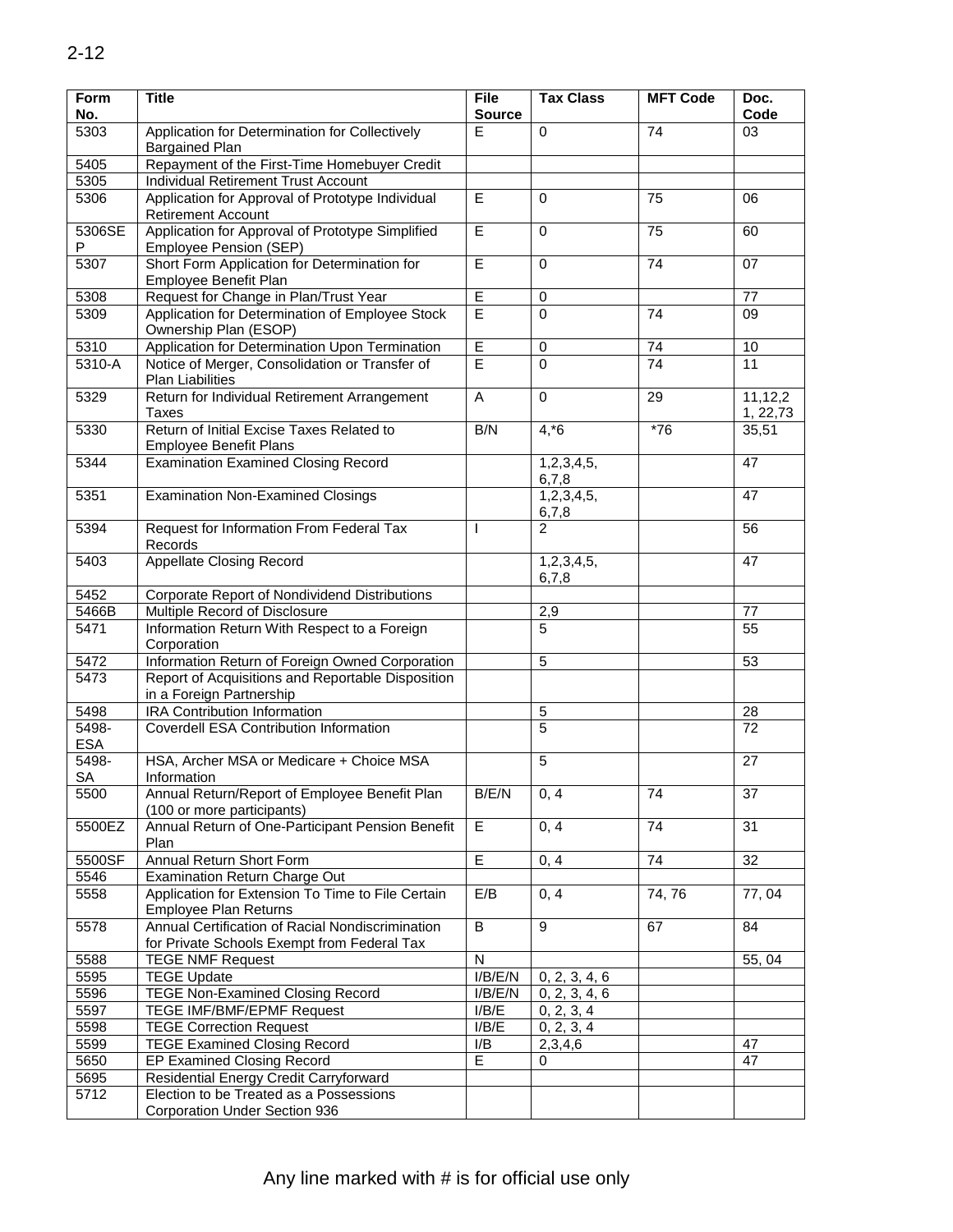| Form No. | Title | File Source | Tax Class | MFT Code | Doc. Code |
|---|---|---|---|---|---|
| 5303 | Application for Determination for Collectively Bargained Plan | E | 0 | 74 | 03 |
| 5405 | Repayment of the First-Time Homebuyer Credit | | | | |
| 5305 | Individual Retirement Trust Account | | | | |
| 5306 | Application for Approval of Prototype Individual Retirement Account | E | 0 | 75 | 06 |
| 5306SEP | Application for Approval of Prototype Simplified Employee Pension (SEP) | E | 0 | 75 | 60 |
| 5307 | Short Form Application for Determination for Employee Benefit Plan | E | 0 | 74 | 07 |
| 5308 | Request for Change in Plan/Trust Year | E | 0 | | 77 |
| 5309 | Application for Determination of Employee Stock Ownership Plan (ESOP) | E | 0 | 74 | 09 |
| 5310 | Application for Determination Upon Termination | E | 0 | 74 | 10 |
| 5310-A | Notice of Merger, Consolidation or Transfer of Plan Liabilities | E | 0 | 74 | 11 |
| 5329 | Return for Individual Retirement Arrangement Taxes | A | 0 | 29 | 11,12,21, 22,73 |
| 5330 | Return of Initial Excise Taxes Related to Employee Benefit Plans | B/N | 4,*6 | *76 | 35,51 |
| 5344 | Examination Examined Closing Record | | 1,2,3,4,5, 6,7,8 | | 47 |
| 5351 | Examination Non-Examined Closings | | 1,2,3,4,5, 6,7,8 | | 47 |
| 5394 | Request for Information From Federal Tax Records | I | 2 | | 56 |
| 5403 | Appellate Closing Record | | 1,2,3,4,5, 6,7,8 | | 47 |
| 5452 | Corporate Report of Nondividend Distributions | | | | |
| 5466B | Multiple Record of Disclosure | | 2,9 | | 77 |
| 5471 | Information Return With Respect to a Foreign Corporation | | 5 | | 55 |
| 5472 | Information Return of Foreign Owned Corporation | | 5 | | 53 |
| 5473 | Report of Acquisitions and Reportable Disposition in a Foreign Partnership | | | | |
| 5498 | IRA Contribution Information | | 5 | | 28 |
| 5498-ESA | Coverdell ESA Contribution Information | | 5 | | 72 |
| 5498-SA | HSA, Archer MSA or Medicare + Choice MSA Information | | 5 | | 27 |
| 5500 | Annual Return/Report of Employee Benefit Plan (100 or more participants) | B/E/N | 0, 4 | 74 | 37 |
| 5500EZ | Annual Return of One-Participant Pension Benefit Plan | E | 0, 4 | 74 | 31 |
| 5500SF | Annual Return Short Form | E | 0, 4 | 74 | 32 |
| 5546 | Examination Return Charge Out | | | | |
| 5558 | Application for Extension To Time to File Certain Employee Plan Returns | E/B | 0, 4 | 74, 76 | 77, 04 |
| 5578 | Annual Certification of Racial Nondiscrimination for Private Schools Exempt from Federal Tax | B | 9 | 67 | 84 |
| 5588 | TEGE NMF Request | N | | | 55, 04 |
| 5595 | TEGE Update | I/B/E/N | 0, 2, 3, 4, 6 | | |
| 5596 | TEGE Non-Examined Closing Record | I/B/E/N | 0, 2, 3, 4, 6 | | |
| 5597 | TEGE IMF/BMF/EPMF Request | I/B/E | 0, 2, 3, 4 | | |
| 5598 | TEGE Correction Request | I/B/E | 0, 2, 3, 4 | | |
| 5599 | TEGE Examined Closing Record | I/B | 2,3,4,6 | | 47 |
| 5650 | EP Examined Closing Record | E | 0 | | 47 |
| 5695 | Residential Energy Credit Carryforward | | | | |
| 5712 | Election to be Treated as a Possessions Corporation Under Section 936 | | | | |

Any line marked with # is for official use only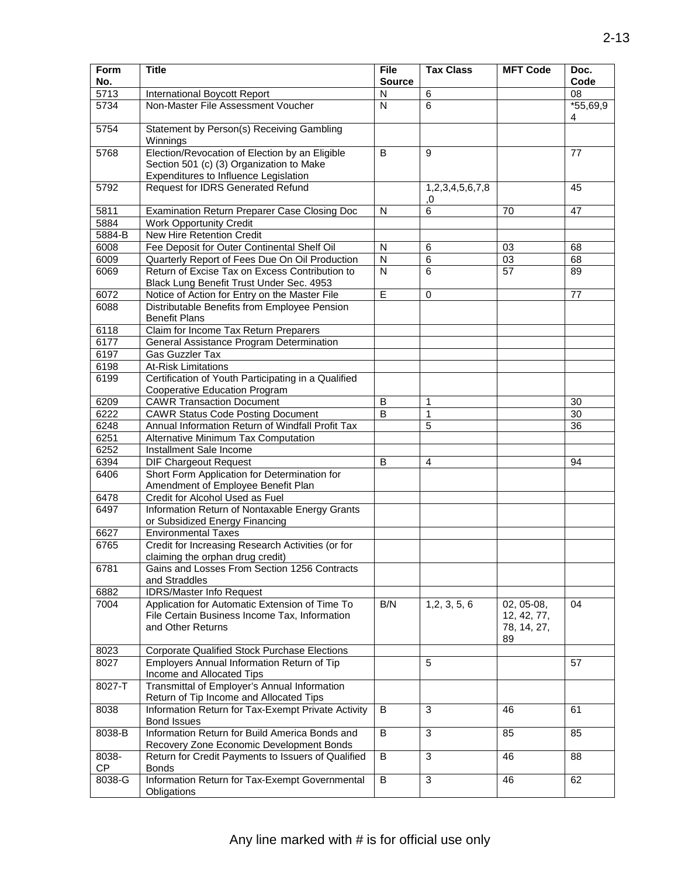| Form No. | Title | File Source | Tax Class | MFT Code | Doc. Code |
|---|---|---|---|---|---|
| 5713 | International Boycott Report | N | 6 | | 08 |
| 5734 | Non-Master File Assessment Voucher | N | 6 | | *55,69,94 |
| 5754 | Statement by Person(s) Receiving Gambling Winnings | | | | |
| 5768 | Election/Revocation of Election by an Eligible Section 501 (c) (3) Organization to Make Expenditures to Influence Legislation | B | 9 | | 77 |
| 5792 | Request for IDRS Generated Refund | | 1,2,3,4,5,6,7,8,0 | | 45 |
| 5811 | Examination Return Preparer Case Closing Doc | N | 6 | 70 | 47 |
| 5884 | Work Opportunity Credit | | | | |
| 5884-B | New Hire Retention Credit | | | | |
| 6008 | Fee Deposit for Outer Continental Shelf Oil | N | 6 | 03 | 68 |
| 6009 | Quarterly Report of Fees Due On Oil Production | N | 6 | 03 | 68 |
| 6069 | Return of Excise Tax on Excess Contribution to Black Lung Benefit Trust Under Sec. 4953 | N | 6 | 57 | 89 |
| 6072 | Notice of Action for Entry on the Master File | E | 0 | | 77 |
| 6088 | Distributable Benefits from Employee Pension Benefit Plans | | | | |
| 6118 | Claim for Income Tax Return Preparers | | | | |
| 6177 | General Assistance Program Determination | | | | |
| 6197 | Gas Guzzler Tax | | | | |
| 6198 | At-Risk Limitations | | | | |
| 6199 | Certification of Youth Participating in a Qualified Cooperative Education Program | | | | |
| 6209 | CAWR Transaction Document | B | 1 | | 30 |
| 6222 | CAWR Status Code Posting Document | B | 1 | | 30 |
| 6248 | Annual Information Return of Windfall Profit Tax | | 5 | | 36 |
| 6251 | Alternative Minimum Tax Computation | | | | |
| 6252 | Installment Sale Income | | | | |
| 6394 | DIF Chargeout Request | B | 4 | | 94 |
| 6406 | Short Form Application for Determination for Amendment of Employee Benefit Plan | | | | |
| 6478 | Credit for Alcohol Used as Fuel | | | | |
| 6497 | Information Return of Nontaxable Energy Grants or Subsidized Energy Financing | | | | |
| 6627 | Environmental Taxes | | | | |
| 6765 | Credit for Increasing Research Activities (or for claiming the orphan drug credit) | | | | |
| 6781 | Gains and Losses From Section 1256 Contracts and Straddles | | | | |
| 6882 | IDRS/Master Info Request | | | | |
| 7004 | Application for Automatic Extension of Time To File Certain Business Income Tax, Information and Other Returns | B/N | 1,2, 3, 5, 6 | 02, 05-08, 12, 42, 77, 78, 14, 27, 89 | 04 |
| 8023 | Corporate Qualified Stock Purchase Elections | | | | |
| 8027 | Employers Annual Information Return of Tip Income and Allocated Tips | | 5 | | 57 |
| 8027-T | Transmittal of Employer's Annual Information Return of Tip Income and Allocated Tips | | | | |
| 8038 | Information Return for Tax-Exempt Private Activity Bond Issues | B | 3 | 46 | 61 |
| 8038-B | Information Return for Build America Bonds and Recovery Zone Economic Development Bonds | B | 3 | 85 | 85 |
| 8038-CP | Return for Credit Payments to Issuers of Qualified Bonds | B | 3 | 46 | 88 |
| 8038-G | Information Return for Tax-Exempt Governmental Obligations | B | 3 | 46 | 62 |

Any line marked with # is for official use only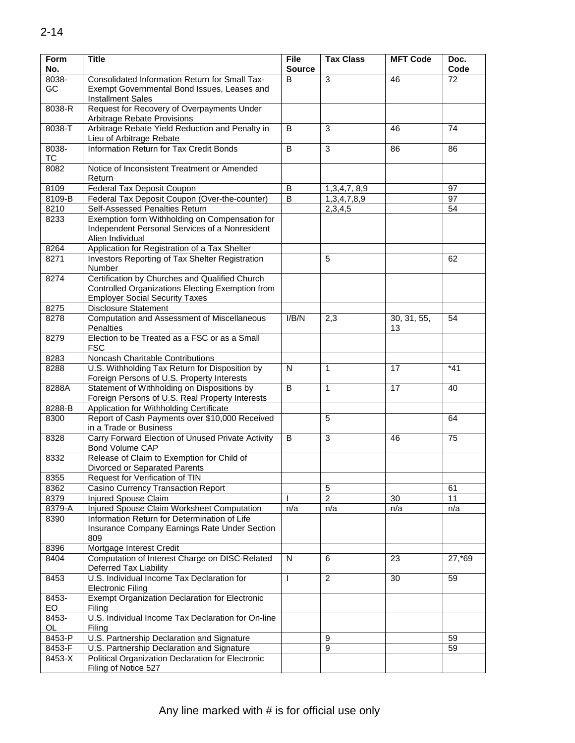| Form No. | Title | File Source | Tax Class | MFT Code | Doc. Code |
|---|---|---|---|---|---|
| 8038-GC | Consolidated Information Return for Small Tax-Exempt Governmental Bond Issues, Leases and Installment Sales | B | 3 | 46 | 72 |
| 8038-R | Request for Recovery of Overpayments Under Arbitrage Rebate Provisions | | | | |
| 8038-T | Arbitrage Rebate Yield Reduction and Penalty in Lieu of Arbitrage Rebate | B | 3 | 46 | 74 |
| 8038-TC | Information Return for Tax Credit Bonds | B | 3 | 86 | 86 |
| 8082 | Notice of Inconsistent Treatment or Amended Return | | | | |
| 8109 | Federal Tax Deposit Coupon | B | 1,3,4,7, 8,9 | | 97 |
| 8109-B | Federal Tax Deposit Coupon (Over-the-counter) | B | 1,3,4,7,8,9 | | 97 |
| 8210 | Self-Assessed Penalties Return | | 2,3,4,5 | | 54 |
| 8233 | Exemption form Withholding on Compensation for Independent Personal Services of a Nonresident Alien Individual | | | | |
| 8264 | Application for Registration of a Tax Shelter | | | | |
| 8271 | Investors Reporting of Tax Shelter Registration Number | | 5 | | 62 |
| 8274 | Certification by Churches and Qualified Church Controlled Organizations Electing Exemption from Employer Social Security Taxes | | | | |
| 8275 | Disclosure Statement | | | | |
| 8278 | Computation and Assessment of Miscellaneous Penalties | I/B/N | 2,3 | 30, 31, 55, 13 | 54 |
| 8279 | Election to be Treated as a FSC or as a Small FSC | | | | |
| 8283 | Noncash Charitable Contributions | | | | |
| 8288 | U.S. Withholding Tax Return for Disposition by Foreign Persons of U.S. Property Interests | N | 1 | 17 | *41 |
| 8288A | Statement of Withholding on Dispositions by Foreign Persons of U.S. Real Property Interests | B | 1 | 17 | 40 |
| 8288-B | Application for Withholding Certificate | | | | |
| 8300 | Report of Cash Payments over $10,000 Received in a Trade or Business | | 5 | | 64 |
| 8328 | Carry Forward Election of Unused Private Activity Bond Volume CAP | B | 3 | 46 | 75 |
| 8332 | Release of Claim to Exemption for Child of Divorced or Separated Parents | | | | |
| 8355 | Request for Verification of TIN | | | | |
| 8362 | Casino Currency Transaction Report | | 5 | | 61 |
| 8379 | Injured Spouse Claim | I | 2 | 30 | 11 |
| 8379-A | Injured Spouse Claim Worksheet Computation | n/a | n/a | n/a | n/a |
| 8390 | Information Return for Determination of Life Insurance Company Earnings Rate Under Section 809 | | | | |
| 8396 | Mortgage Interest Credit | | | | |
| 8404 | Computation of Interest Charge on DISC-Related Deferred Tax Liability | N | 6 | 23 | 27,*69 |
| 8453 | U.S. Individual Income Tax Declaration for Electronic Filing | I | 2 | 30 | 59 |
| 8453-EO | Exempt Organization Declaration for Electronic Filing | | | | |
| 8453-OL | U.S. Individual Income Tax Declaration for On-line Filing | | | | |
| 8453-P | U.S. Partnership Declaration and Signature | | 9 | | 59 |
| 8453-F | U.S. Partnership Declaration and Signature | | 9 | | 59 |
| 8453-X | Political Organization Declaration for Electronic Filing of Notice 527 | | | | |

Any line marked with # is for official use only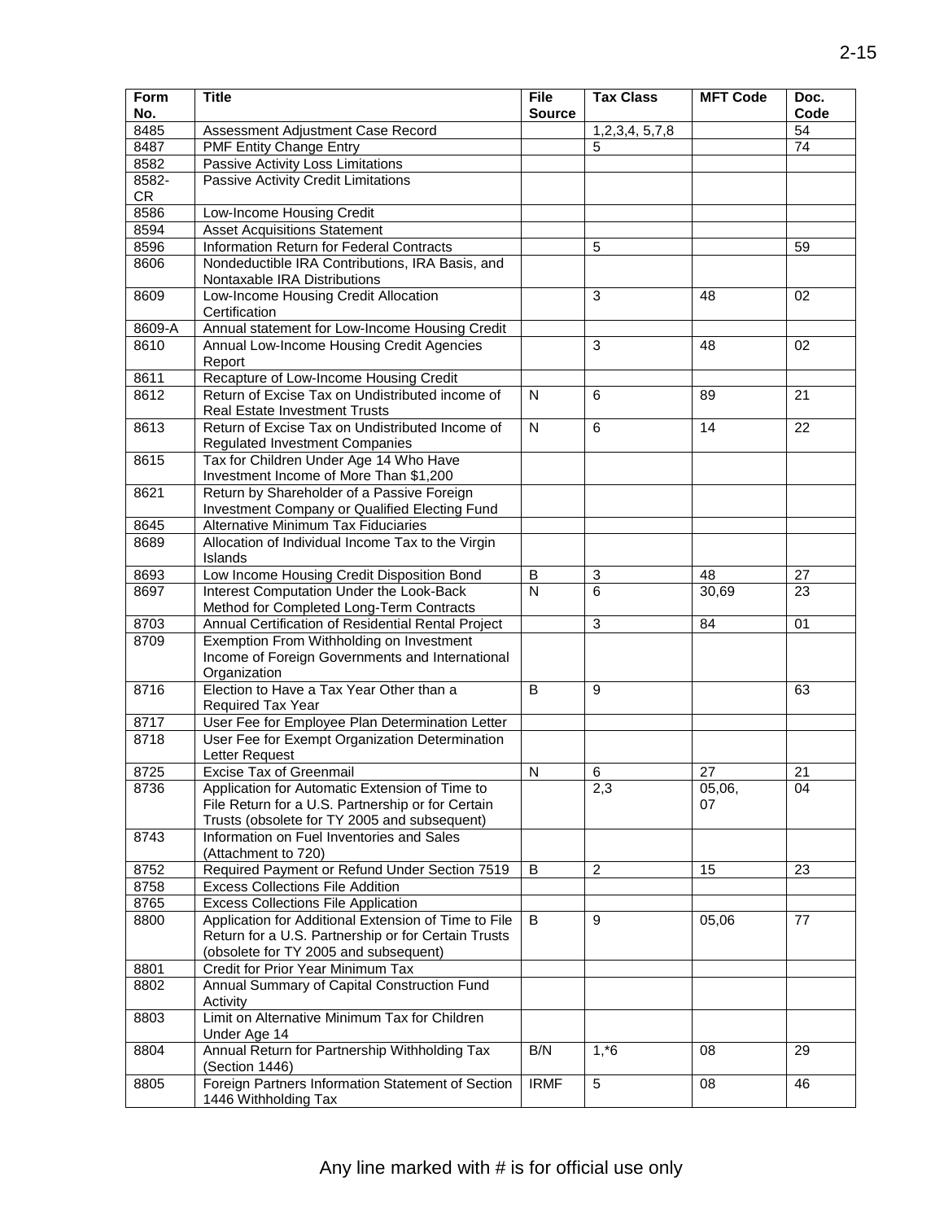| Form No. | Title | File Source | Tax Class | MFT Code | Doc. Code |
|---|---|---|---|---|---|
| 8485 | Assessment Adjustment Case Record | | 1,2,3,4, 5,7,8 | | 54 |
| 8487 | PMF Entity Change Entry | | 5 | | 74 |
| 8582 | Passive Activity Loss Limitations | | | | |
| 8582-CR | Passive Activity Credit Limitations | | | | |
| 8586 | Low-Income Housing Credit | | | | |
| 8594 | Asset Acquisitions Statement | | | | |
| 8596 | Information Return for Federal Contracts | | 5 | | 59 |
| 8606 | Nondeductible IRA Contributions, IRA Basis, and Nontaxable IRA Distributions | | | | |
| 8609 | Low-Income Housing Credit Allocation Certification | | 3 | 48 | 02 |
| 8609-A | Annual statement for Low-Income Housing Credit | | | | |
| 8610 | Annual Low-Income Housing Credit Agencies Report | | 3 | 48 | 02 |
| 8611 | Recapture of Low-Income Housing Credit | | | | |
| 8612 | Return of Excise Tax on Undistributed income of Real Estate Investment Trusts | N | 6 | 89 | 21 |
| 8613 | Return of Excise Tax on Undistributed Income of Regulated Investment Companies | N | 6 | 14 | 22 |
| 8615 | Tax for Children Under Age 14 Who Have Investment Income of More Than $1,200 | | | | |
| 8621 | Return by Shareholder of a Passive Foreign Investment Company or Qualified Electing Fund | | | | |
| 8645 | Alternative Minimum Tax Fiduciaries | | | | |
| 8689 | Allocation of Individual Income Tax to the Virgin Islands | | | | |
| 8693 | Low Income Housing Credit Disposition Bond | B | 3 | 48 | 27 |
| 8697 | Interest Computation Under the Look-Back Method for Completed Long-Term Contracts | N | 6 | 30,69 | 23 |
| 8703 | Annual Certification of Residential Rental Project | | 3 | 84 | 01 |
| 8709 | Exemption From Withholding on Investment Income of Foreign Governments and International Organization | | | | |
| 8716 | Election to Have a Tax Year Other than a Required Tax Year | B | 9 | | 63 |
| 8717 | User Fee for Employee Plan Determination Letter | | | | |
| 8718 | User Fee for Exempt Organization Determination Letter Request | | | | |
| 8725 | Excise Tax of Greenmail | N | 6 | 27 | 21 |
| 8736 | Application for Automatic Extension of Time to File Return for a U.S. Partnership or for Certain Trusts (obsolete for TY 2005 and subsequent) | | 2,3 | 05,06, 07 | 04 |
| 8743 | Information on Fuel Inventories and Sales (Attachment to 720) | | | | |
| 8752 | Required Payment or Refund Under Section 7519 | B | 2 | 15 | 23 |
| 8758 | Excess Collections File Addition | | | | |
| 8765 | Excess Collections File Application | | | | |
| 8800 | Application for Additional Extension of Time to File Return for a U.S. Partnership or for Certain Trusts (obsolete for TY 2005 and subsequent) | B | 9 | 05,06 | 77 |
| 8801 | Credit for Prior Year Minimum Tax | | | | |
| 8802 | Annual Summary of Capital Construction Fund Activity | | | | |
| 8803 | Limit on Alternative Minimum Tax for Children Under Age 14 | | | | |
| 8804 | Annual Return for Partnership Withholding Tax (Section 1446) | B/N | 1,*6 | 08 | 29 |
| 8805 | Foreign Partners Information Statement of Section 1446 Withholding Tax | IRMF | 5 | 08 | 46 |

Any line marked with # is for official use only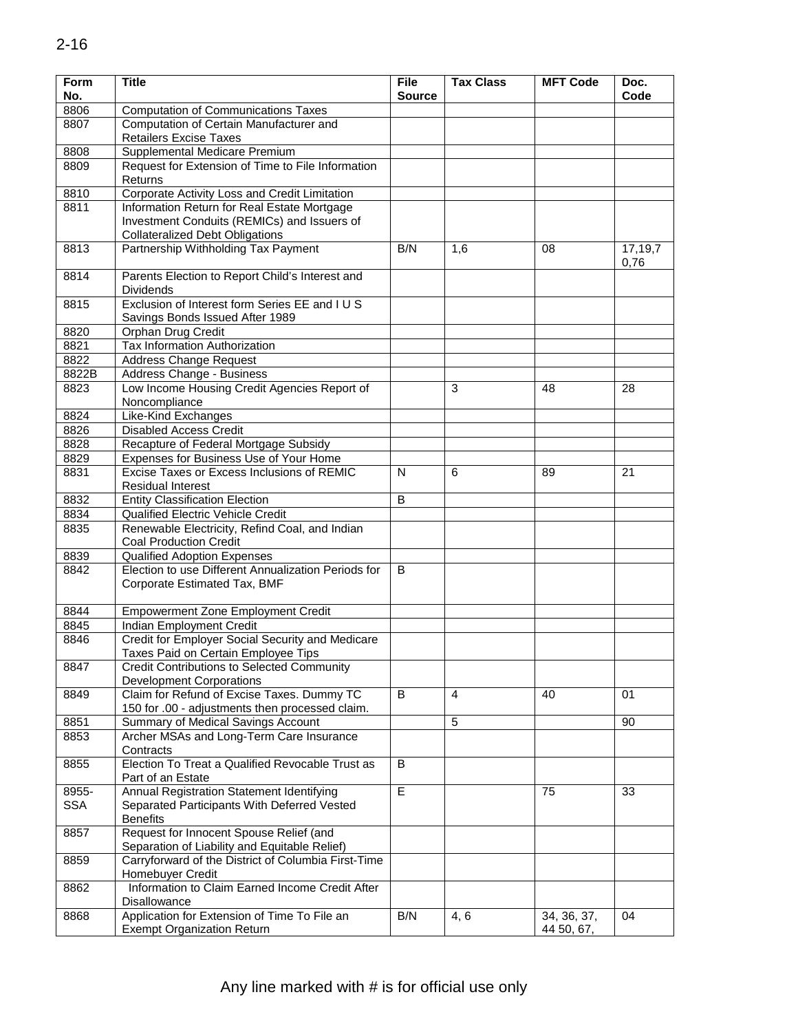| Form No. | Title | File Source | Tax Class | MFT Code | Doc. Code |
|---|---|---|---|---|---|
| 8806 | Computation of Communications Taxes | | | | |
| 8807 | Computation of Certain Manufacturer and Retailers Excise Taxes | | | | |
| 8808 | Supplemental Medicare Premium | | | | |
| 8809 | Request for Extension of Time to File Information Returns | | | | |
| 8810 | Corporate Activity Loss and Credit Limitation | | | | |
| 8811 | Information Return for Real Estate Mortgage Investment Conduits (REMICs) and Issuers of Collateralized Debt Obligations | | | | |
| 8813 | Partnership Withholding Tax Payment | B/N | 1,6 | 08 | 17,19,70,76 |
| 8814 | Parents Election to Report Child's Interest and Dividends | | | | |
| 8815 | Exclusion of Interest form Series EE and I U S Savings Bonds Issued After 1989 | | | | |
| 8820 | Orphan Drug Credit | | | | |
| 8821 | Tax Information Authorization | | | | |
| 8822 | Address Change Request | | | | |
| 8822B | Address Change - Business | | | | |
| 8823 | Low Income Housing Credit Agencies Report of Noncompliance | | 3 | 48 | 28 |
| 8824 | Like-Kind Exchanges | | | | |
| 8826 | Disabled Access Credit | | | | |
| 8828 | Recapture of Federal Mortgage Subsidy | | | | |
| 8829 | Expenses for Business Use of Your Home | | | | |
| 8831 | Excise Taxes or Excess Inclusions of REMIC Residual Interest | N | 6 | 89 | 21 |
| 8832 | Entity Classification Election | B | | | |
| 8834 | Qualified Electric Vehicle Credit | | | | |
| 8835 | Renewable Electricity, Refind Coal, and Indian Coal Production Credit | | | | |
| 8839 | Qualified Adoption Expenses | | | | |
| 8842 | Election to use Different Annualization Periods for Corporate Estimated Tax, BMF | B | | | |
| 8844 | Empowerment Zone Employment Credit | | | | |
| 8845 | Indian Employment Credit | | | | |
| 8846 | Credit for Employer Social Security and Medicare Taxes Paid on Certain Employee Tips | | | | |
| 8847 | Credit Contributions to Selected Community Development Corporations | | | | |
| 8849 | Claim for Refund of Excise Taxes. Dummy TC 150 for .00 - adjustments then processed claim. | B | 4 | 40 | 01 |
| 8851 | Summary of Medical Savings Account | | 5 | | 90 |
| 8853 | Archer MSAs and Long-Term Care Insurance Contracts | | | | |
| 8855 | Election To Treat a Qualified Revocable Trust as Part of an Estate | B | | | |
| 8955-SSA | Annual Registration Statement Identifying Separated Participants With Deferred Vested Benefits | E | | 75 | 33 |
| 8857 | Request for Innocent Spouse Relief (and Separation of Liability and Equitable Relief) | | | | |
| 8859 | Carryforward of the District of Columbia First-Time Homebuyer Credit | | | | |
| 8862 | Information to Claim Earned Income Credit After Disallowance | | | | |
| 8868 | Application for Extension of Time To File an Exempt Organization Return | B/N | 4, 6 | 34, 36, 37, 44 50, 67, | 04 |

Any line marked with # is for official use only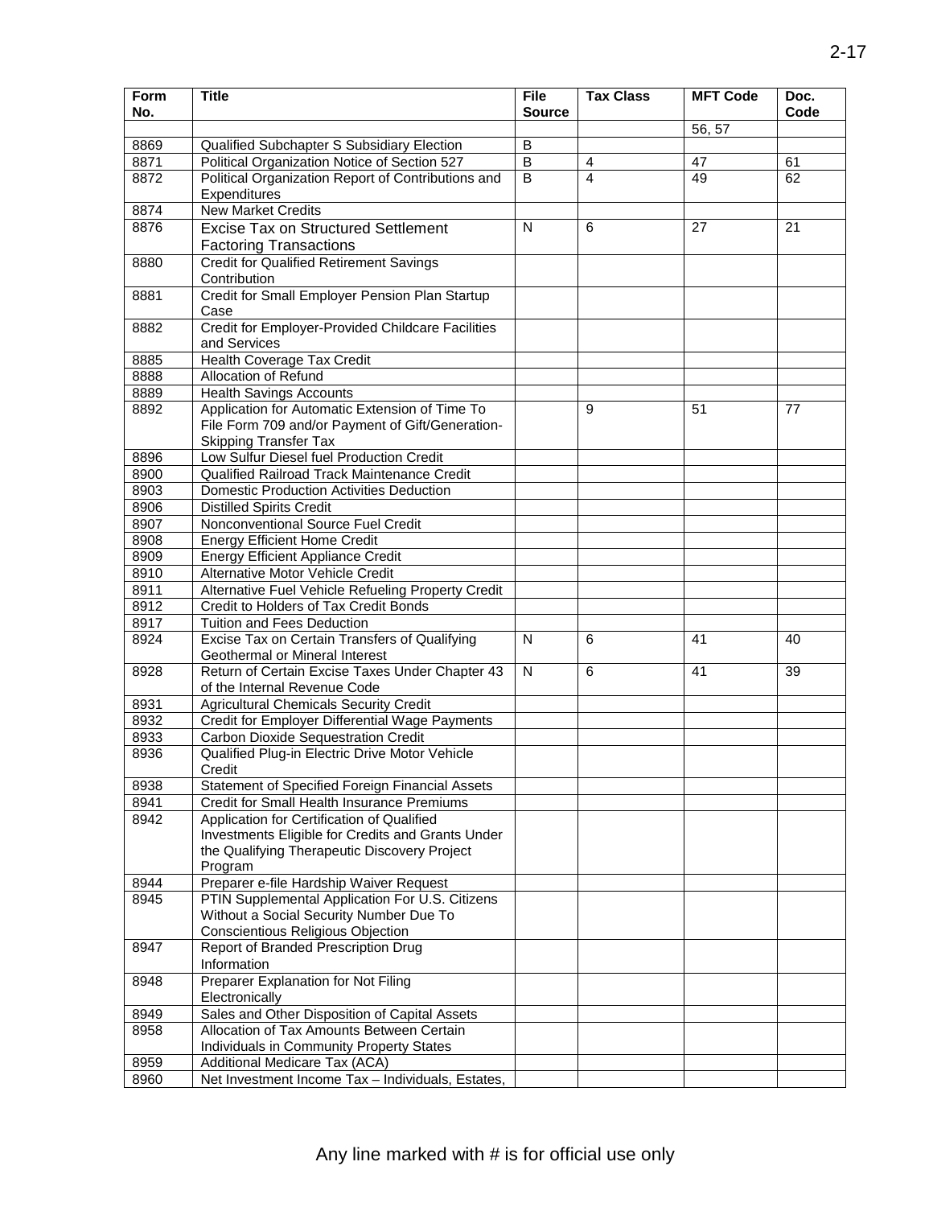| Form No. | Title | File Source | Tax Class | MFT Code | Doc. Code |
|---|---|---|---|---|---|
| | | | | 56, 57 | |
| 8869 | Qualified Subchapter S Subsidiary Election | B | | | |
| 8871 | Political Organization Notice of Section 527 | B | 4 | 47 | 61 |
| 8872 | Political Organization Report of Contributions and Expenditures | B | 4 | 49 | 62 |
| 8874 | New Market Credits | | | | |
| 8876 | Excise Tax on Structured Settlement Factoring Transactions | N | 6 | 27 | 21 |
| 8880 | Credit for Qualified Retirement Savings Contribution | | | | |
| 8881 | Credit for Small Employer Pension Plan Startup Case | | | | |
| 8882 | Credit for Employer-Provided Childcare Facilities and Services | | | | |
| 8885 | Health Coverage Tax Credit | | | | |
| 8888 | Allocation of Refund | | | | |
| 8889 | Health Savings Accounts | | | | |
| 8892 | Application for Automatic Extension of Time To File Form 709 and/or Payment of Gift/Generation-Skipping Transfer Tax | | 9 | 51 | 77 |
| 8896 | Low Sulfur Diesel fuel Production Credit | | | | |
| 8900 | Qualified Railroad Track Maintenance Credit | | | | |
| 8903 | Domestic Production Activities Deduction | | | | |
| 8906 | Distilled Spirits Credit | | | | |
| 8907 | Nonconventional Source Fuel Credit | | | | |
| 8908 | Energy Efficient Home Credit | | | | |
| 8909 | Energy Efficient Appliance Credit | | | | |
| 8910 | Alternative Motor Vehicle Credit | | | | |
| 8911 | Alternative Fuel Vehicle Refueling Property Credit | | | | |
| 8912 | Credit to Holders of Tax Credit Bonds | | | | |
| 8917 | Tuition and Fees Deduction | | | | |
| 8924 | Excise Tax on Certain Transfers of Qualifying Geothermal or Mineral Interest | N | 6 | 41 | 40 |
| 8928 | Return of Certain Excise Taxes Under Chapter 43 of the Internal Revenue Code | N | 6 | 41 | 39 |
| 8931 | Agricultural Chemicals Security Credit | | | | |
| 8932 | Credit for Employer Differential Wage Payments | | | | |
| 8933 | Carbon Dioxide Sequestration Credit | | | | |
| 8936 | Qualified Plug-in Electric Drive Motor Vehicle Credit | | | | |
| 8938 | Statement of Specified Foreign Financial Assets | | | | |
| 8941 | Credit for Small Health Insurance Premiums | | | | |
| 8942 | Application for Certification of Qualified Investments Eligible for Credits and Grants Under the Qualifying Therapeutic Discovery Project Program | | | | |
| 8944 | Preparer e-file Hardship Waiver Request | | | | |
| 8945 | PTIN Supplemental Application For U.S. Citizens Without a Social Security Number Due To Conscientious Religious Objection | | | | |
| 8947 | Report of Branded Prescription Drug Information | | | | |
| 8948 | Preparer Explanation for Not Filing Electronically | | | | |
| 8949 | Sales and Other Disposition of Capital Assets | | | | |
| 8958 | Allocation of Tax Amounts Between Certain Individuals in Community Property States | | | | |
| 8959 | Additional Medicare Tax (ACA) | | | | |
| 8960 | Net Investment Income Tax – Individuals, Estates, | | | | |

Any line marked with # is for official use only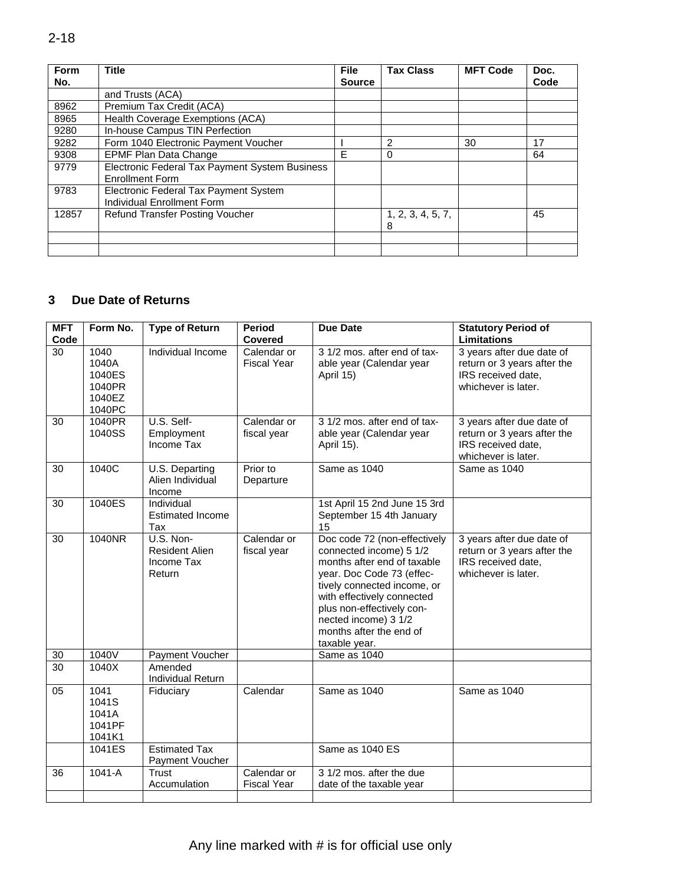| Form No. | Title | File Source | Tax Class | MFT Code | Doc. Code |
|---|---|---|---|---|---|
| | and Trusts (ACA) | | | | |
| 8962 | Premium Tax Credit (ACA) | | | | |
| 8965 | Health Coverage Exemptions (ACA) | | | | |
| 9280 | In-house Campus TIN Perfection | | | | |
| 9282 | Form 1040 Electronic Payment Voucher | I | 2 | 30 | 17 |
| 9308 | EPMF Plan Data Change | E | 0 | | 64 |
| 9779 | Electronic Federal Tax Payment System Business Enrollment Form | | | | |
| 9783 | Electronic Federal Tax Payment System Individual Enrollment Form | | | | |
| 12857 | Refund Transfer Posting Voucher | | 1, 2, 3, 4, 5, 7, 8 | | 45 |
| | | | | | |
| | | | | | |

## 3 Due Date of Returns

| MFT Code | Form No. | Type of Return | Period Covered | Due Date | Statutory Period of Limitations |
|---|---|---|---|---|---|
| 30 | 1040<br>1040A<br>1040ES<br>1040PR<br>1040EZ<br>1040PC | Individual Income | Calendar or Fiscal Year | 3 1/2 mos. after end of taxable year (Calendar year April 15) | 3 years after due date of return or 3 years after the IRS received date, whichever is later. |
| 30 | 1040PR<br>1040SS | U.S. Self-Employment Income Tax | Calendar or fiscal year | 3 1/2 mos. after end of taxable year (Calendar year April 15). | 3 years after due date of return or 3 years after the IRS received date, whichever is later. |
| 30 | 1040C | U.S. Departing Alien Individual Income | Prior to Departure | Same as 1040 | Same as 1040 |
| 30 | 1040ES | Individual Estimated Income Tax | | 1st April 15 2nd June 15 3rd September 15 4th January 15 | |
| 30 | 1040NR | U.S. Non-Resident Alien Income Tax Return | Calendar or fiscal year | Doc code 72 (non-effectively connected income) 5 1/2 months after end of taxable year. Doc Code 73 (effectively connected income, or with effectively connected plus non-effectively connected income) 3 1/2 months after the end of taxable year. | 3 years after due date of return or 3 years after the IRS received date, whichever is later. |
| 30 | 1040V | Payment Voucher | | Same as 1040 | |
| 30 | 1040X | Amended Individual Return | | | |
| 05 | 1041<br>1041S<br>1041A<br>1041PF<br>1041K1 | Fiduciary | Calendar | Same as 1040 | Same as 1040 |
| | 1041ES | Estimated Tax Payment Voucher | | Same as 1040 ES | |
| 36 | 1041-A | Trust Accumulation | Calendar or Fiscal Year | 3 1/2 mos. after the due date of the taxable year | |
| | | | | | |

Any line marked with # is for official use only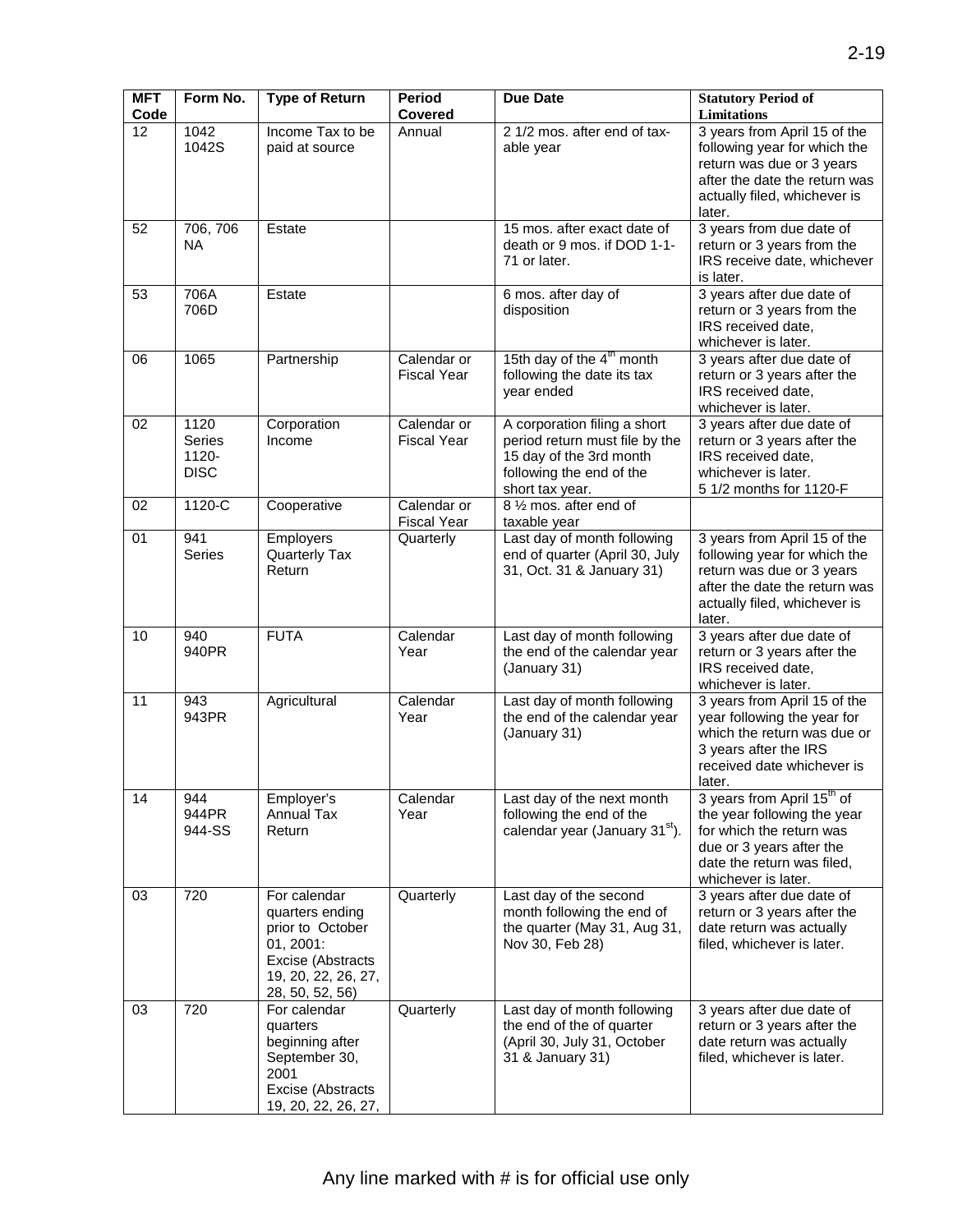| MFT Code | Form No. | Type of Return | Period Covered | Due Date | Statutory Period of Limitations |
|---|---|---|---|---|---|
| 12 | 1042 1042S | Income Tax to be paid at source | Annual | 2 1/2 mos. after end of taxable year | 3 years from April 15 of the following year for which the return was due or 3 years after the date the return was actually filed, whichever is later. |
| 52 | 706, 706 NA | Estate | | 15 mos. after exact date of death or 9 mos. if DOD 1-1-71 or later. | 3 years from due date of return or 3 years from the IRS receive date, whichever is later. |
| 53 | 706A 706D | Estate | | 6 mos. after day of disposition | 3 years after due date of return or 3 years from the IRS received date, whichever is later. |
| 06 | 1065 | Partnership | Calendar or Fiscal Year | 15th day of the 4th month following the date its tax year ended | 3 years after due date of return or 3 years after the IRS received date, whichever is later. |
| 02 | 1120 Series 1120-DISC | Corporation Income | Calendar or Fiscal Year | A corporation filing a short period return must file by the 15 day of the 3rd month following the end of the short tax year. | 3 years after due date of return or 3 years after the IRS received date, whichever is later. 5 1/2 months for 1120-F |
| 02 | 1120-C | Cooperative | Calendar or Fiscal Year | 8 ½ mos. after end of taxable year | |
| 01 | 941 Series | Employers Quarterly Tax Return | Quarterly | Last day of month following end of quarter (April 30, July 31, Oct. 31 & January 31) | 3 years from April 15 of the following year for which the return was due or 3 years after the date the return was actually filed, whichever is later. |
| 10 | 940 940PR | FUTA | Calendar Year | Last day of month following the end of the calendar year (January 31) | 3 years after due date of return or 3 years after the IRS received date, whichever is later. |
| 11 | 943 943PR | Agricultural | Calendar Year | Last day of month following the end of the calendar year (January 31) | 3 years from April 15 of the year following the year for which the return was due or 3 years after the IRS received date whichever is later. |
| 14 | 944 944PR 944-SS | Employer's Annual Tax Return | Calendar Year | Last day of the next month following the end of the calendar year (January 31st). | 3 years from April 15th of the year following the year for which the return was due or 3 years after the date the return was filed, whichever is later. |
| 03 | 720 | For calendar quarters ending prior to October 01, 2001: Excise (Abstracts 19, 20, 22, 26, 27, 28, 50, 52, 56) | Quarterly | Last day of the second month following the end of the quarter (May 31, Aug 31, Nov 30, Feb 28) | 3 years after due date of return or 3 years after the date return was actually filed, whichever is later. |
| 03 | 720 | For calendar quarters beginning after September 30, 2001 Excise (Abstracts 19, 20, 22, 26, 27, | Quarterly | Last day of month following the end of the of quarter (April 30, July 31, October 31 & January 31) | 3 years after due date of return or 3 years after the date return was actually filed, whichever is later. |

Any line marked with # is for official use only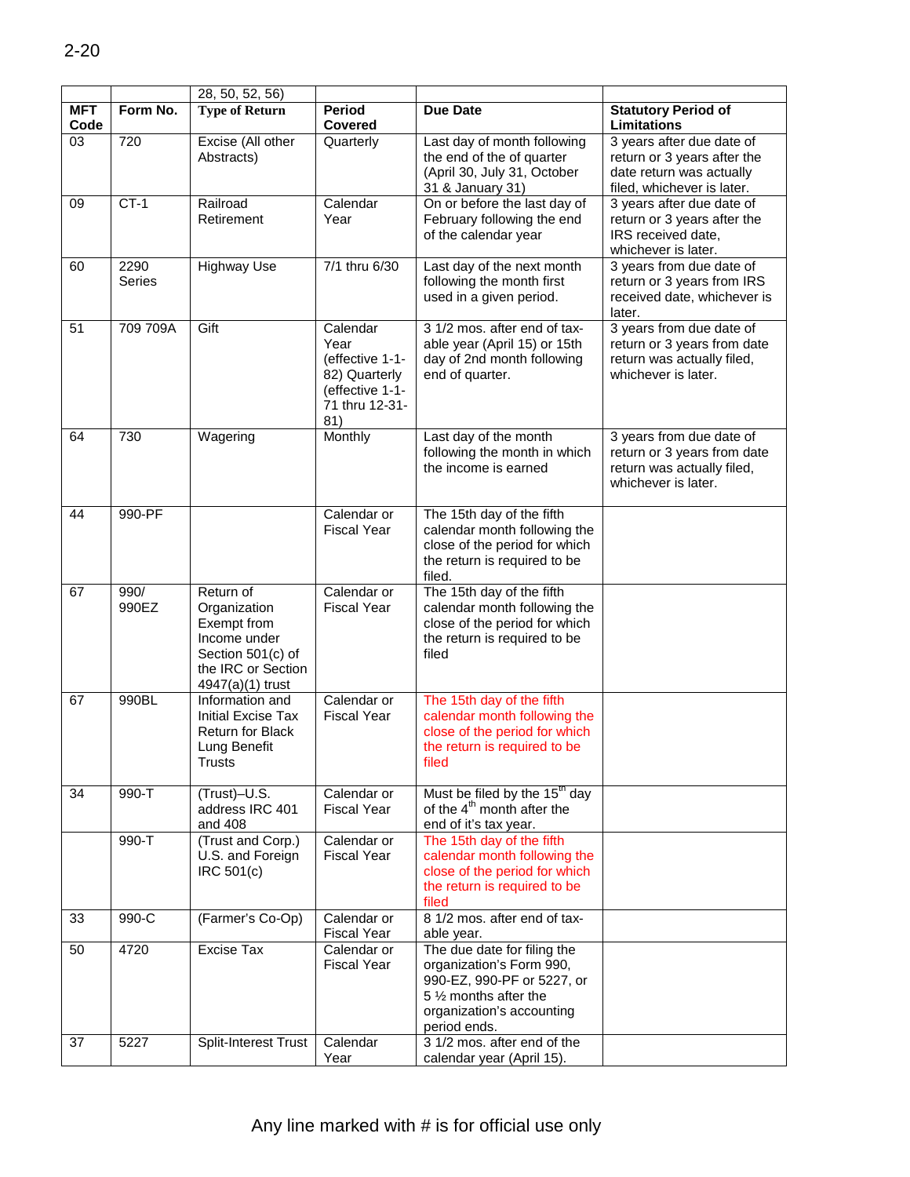| | | 28, 50, 52, 56) | | | |
|---|---|---|---|---|---|
| **MFT Code** | **Form No.** | **Type of Return** | **Period Covered** | **Due Date** | **Statutory Period of Limitations** |
| 03 | 720 | Excise (All other Abstracts) | Quarterly | Last day of month following the end of the quarter (April 30, July 31, October 31 & January 31) | 3 years after due date of return or 3 years after the date return was actually filed, whichever is later. |
| 09 | CT-1 | Railroad Retirement | Calendar Year | On or before the last day of February following the end of the calendar year | 3 years after due date of return or 3 years after the IRS received date, whichever is later. |
| 60 | 2290 Series | Highway Use | 7/1 thru 6/30 | Last day of the next month following the month first used in a given period. | 3 years from due date of return or 3 years from IRS received date, whichever is later. |
| 51 | 709 709A | Gift | Calendar Year (effective 1-1-82) Quarterly (effective 1-1-71 thru 12-31-81) | 3 1/2 mos. after end of taxable year (April 15) or 15th day of 2nd month following end of quarter. | 3 years from due date of return or 3 years from date return was actually filed, whichever is later. |
| 64 | 730 | Wagering | Monthly | Last day of the month following the month in which the income is earned | 3 years from due date of return or 3 years from date return was actually filed, whichever is later. |
| 44 | 990-PF | | Calendar or Fiscal Year | The 15th day of the fifth calendar month following the close of the period for which the return is required to be filed. | |
| 67 | 990/ 990EZ | Return of Organization Exempt from Income under Section 501(c) of the IRC or Section 4947(a)(1) trust | Calendar or Fiscal Year | The 15th day of the fifth calendar month following the close of the period for which the return is required to be filed | |
| 67 | 990BL | Information and Initial Excise Tax Return for Black Lung Benefit Trusts | Calendar or Fiscal Year | The 15th day of the fifth calendar month following the close of the period for which the return is required to be filed | |
| 34 | 990-T | (Trust)–U.S. address IRC 401 and 408 | Calendar or Fiscal Year | Must be filed by the 15th day of the 4th month after the end of it's tax year. | |
| | 990-T | (Trust and Corp.) U.S. and Foreign IRC 501(c) | Calendar or Fiscal Year | The 15th day of the fifth calendar month following the close of the period for which the return is required to be filed | |
| 33 | 990-C | (Farmer's Co-Op) | Calendar or Fiscal Year | 8 1/2 mos. after end of taxable year. | |
| 50 | 4720 | Excise Tax | Calendar or Fiscal Year | The due date for filing the organization's Form 990, 990-EZ, 990-PF or 5227, or 5 ½ months after the organization's accounting period ends. | |
| 37 | 5227 | Split-Interest Trust | Calendar Year | 3 1/2 mos. after end of the calendar year (April 15). | |

Any line marked with # is for official use only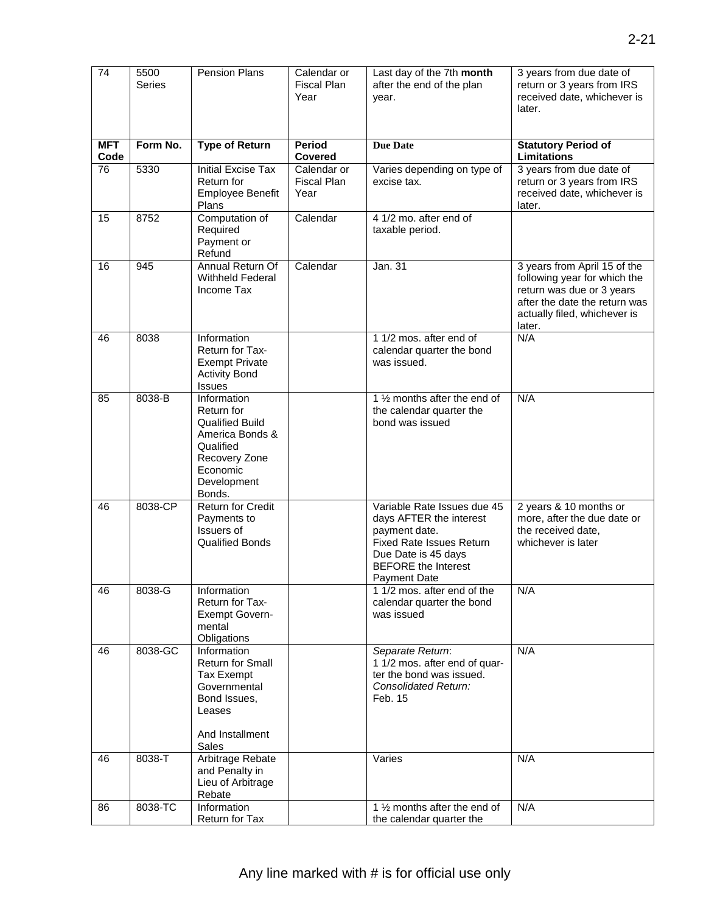| 74 | 5500 Series | Pension Plans | Calendar or Fiscal Plan Year | Last day of the 7th **month** after the end of the plan year. | 3 years from due date of return or 3 years from IRS received date, whichever is later. |
|---|---|---|---|---|---|
| **MFT Code** | **Form No.** | **Type of Return** | **Period Covered** | **Due Date** | **Statutory Period of Limitations** |
| 76 | 5330 | Initial Excise Tax Return for Employee Benefit Plans | Calendar or Fiscal Plan Year | Varies depending on type of excise tax. | 3 years from due date of return or 3 years from IRS received date, whichever is later. |
| 15 | 8752 | Computation of Required Payment or Refund | Calendar | 4 1/2 mo. after end of taxable period. | |
| 16 | 945 | Annual Return Of Withheld Federal Income Tax | Calendar | Jan. 31 | 3 years from April 15 of the following year for which the return was due or 3 years after the date the return was actually filed, whichever is later. |
| 46 | 8038 | Information Return for Tax-Exempt Private Activity Bond Issues | | 1 1/2 mos. after end of calendar quarter the bond was issued. | N/A |
| 85 | 8038-B | Information Return for Qualified Build America Bonds & Qualified Recovery Zone Economic Development Bonds. | | 1 ½ months after the end of the calendar quarter the bond was issued | N/A |
| 46 | 8038-CP | Return for Credit Payments to Issuers of Qualified Bonds | | Variable Rate Issues due 45 days AFTER the interest payment date. Fixed Rate Issues Return Due Date is 45 days BEFORE the Interest Payment Date | 2 years & 10 months or more, after the due date or the received date, whichever is later |
| 46 | 8038-G | Information Return for Tax-Exempt Governmental Obligations | | 1 1/2 mos. after end of the calendar quarter the bond was issued | N/A |
| 46 | 8038-GC | Information Return for Small Tax Exempt Governmental Bond Issues, Leases And Installment Sales | | *Separate Return*: 1 1/2 mos. after end of quarter the bond was issued. *Consolidated Return:* Feb. 15 | N/A |
| 46 | 8038-T | Arbitrage Rebate and Penalty in Lieu of Arbitrage Rebate | | Varies | N/A |
| 86 | 8038-TC | Information Return for Tax | | 1 ½ months after the end of the calendar quarter the | N/A |

Any line marked with # is for official use only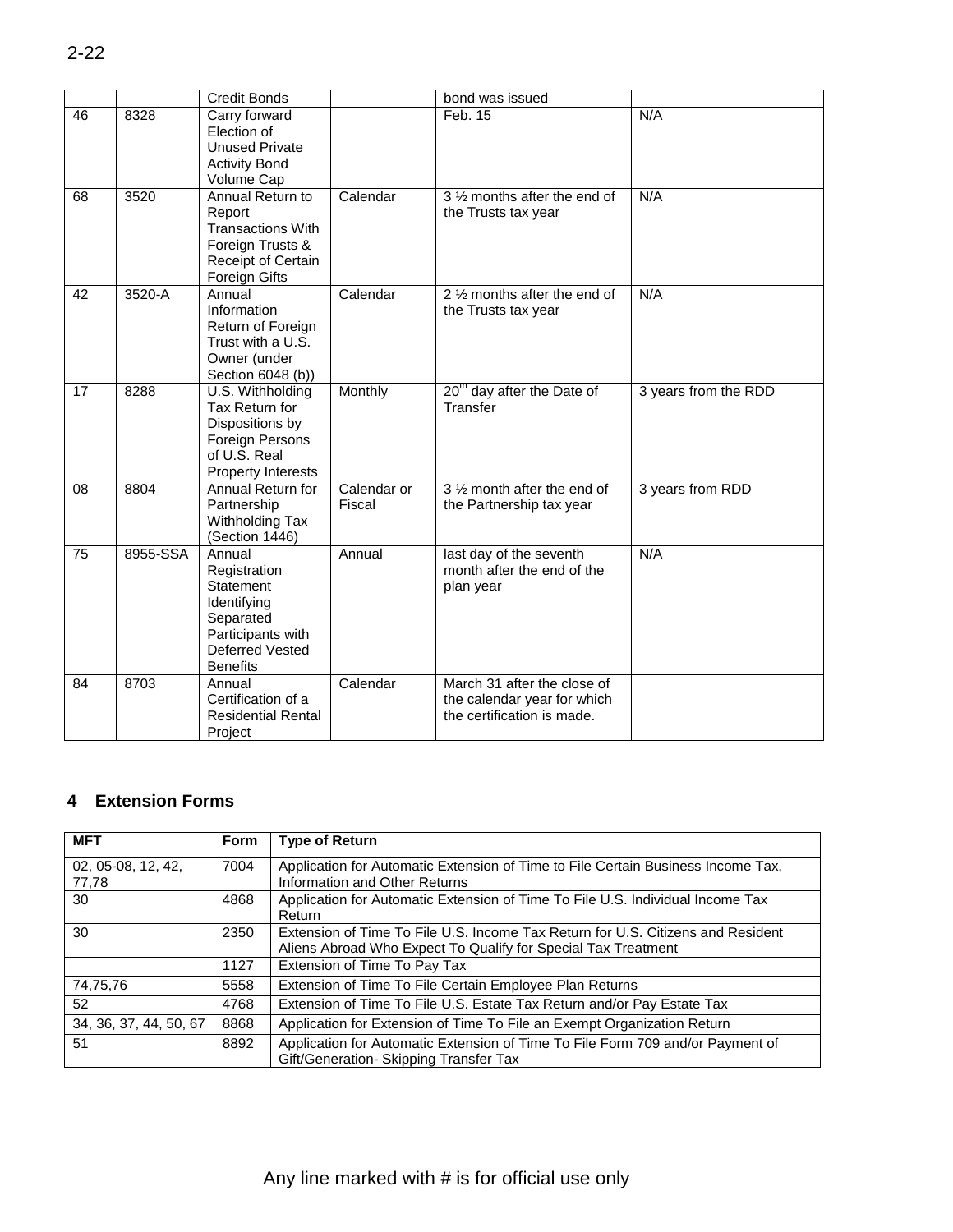| | | | | | |
|---|---|---|---|---|---|
| | | Credit Bonds | | bond was issued | |
| 46 | 8328 | Carry forward Election of Unused Private Activity Bond Volume Cap | | Feb. 15 | N/A |
| 68 | 3520 | Annual Return to Report Transactions With Foreign Trusts & Receipt of Certain Foreign Gifts | Calendar | 3 ½ months after the end of the Trusts tax year | N/A |
| 42 | 3520-A | Annual Information Return of Foreign Trust with a U.S. Owner (under Section 6048 (b)) | Calendar | 2 ½ months after the end of the Trusts tax year | N/A |
| 17 | 8288 | U.S. Withholding Tax Return for Dispositions by Foreign Persons of U.S. Real Property Interests | Monthly | 20th day after the Date of Transfer | 3 years from the RDD |
| 08 | 8804 | Annual Return for Partnership Withholding Tax (Section 1446) | Calendar or Fiscal | 3 ½ month after the end of the Partnership tax year | 3 years from RDD |
| 75 | 8955-SSA | Annual Registration Statement Identifying Separated Participants with Deferred Vested Benefits | Annual | last day of the seventh month after the end of the plan year | N/A |
| 84 | 8703 | Annual Certification of a Residential Rental Project | Calendar | March 31 after the close of the calendar year for which the certification is made. | |

## 4 Extension Forms

| MFT | Form | Type of Return |
|---|---|---|
| 02, 05-08, 12, 42, 77,78 | 7004 | Application for Automatic Extension of Time to File Certain Business Income Tax, Information and Other Returns |
| 30 | 4868 | Application for Automatic Extension of Time To File U.S. Individual Income Tax Return |
| 30 | 2350 | Extension of Time To File U.S. Income Tax Return for U.S. Citizens and Resident Aliens Abroad Who Expect To Qualify for Special Tax Treatment |
| | 1127 | Extension of Time To Pay Tax |
| 74,75,76 | 5558 | Extension of Time To File Certain Employee Plan Returns |
| 52 | 4768 | Extension of Time To File U.S. Estate Tax Return and/or Pay Estate Tax |
| 34, 36, 37, 44, 50, 67 | 8868 | Application for Extension of Time To File an Exempt Organization Return |
| 51 | 8892 | Application for Automatic Extension of Time To File Form 709 and/or Payment of Gift/Generation- Skipping Transfer Tax |

Any line marked with # is for official use only